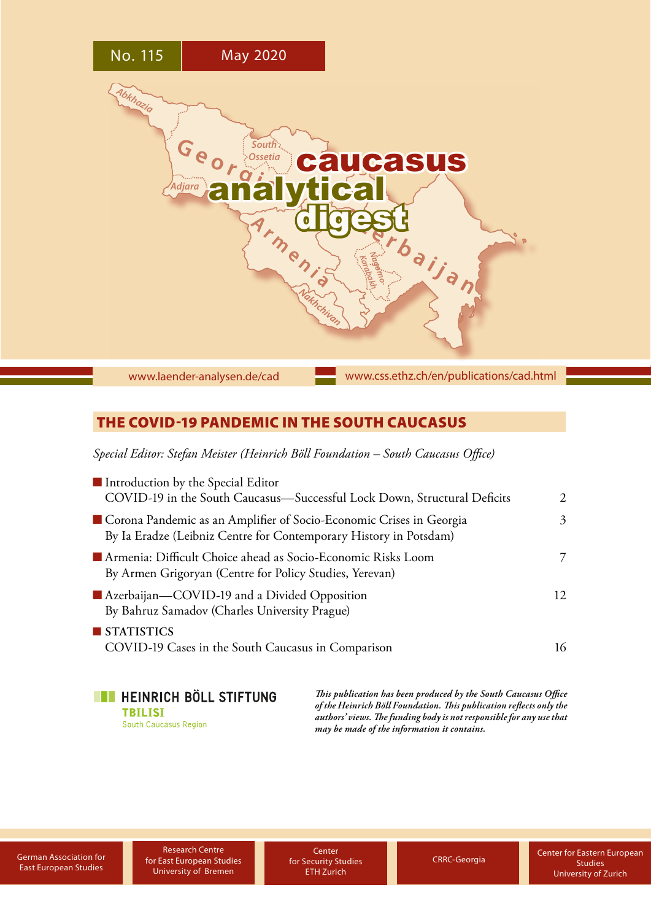No. 115 May 2020

# caucasus analytical digest

www.laender-analysen.de/cad www.css.ethz.ch/en/publications/cad.html

## THE COVID-19 PANDEMIC IN THE SOUTH CAUCASUS

*Special Editor: Stefan Meister (Heinrich Böll Foundation – South Caucasus Office)*

- Introduction by the Special Editor
  COVID-19 in the South Caucasus—Successful Lock Down, Structural Deficits — 2
- Corona Pandemic as an Amplifier of Socio-Economic Crises in Georgia — 3
  By Ia Eradze (Leibniz Centre for Contemporary History in Potsdam)
- Armenia: Difficult Choice ahead as Socio-Economic Risks Loom — 7
  By Armen Grigoryan (Centre for Policy Studies, Yerevan)
- Azerbaijan—COVID-19 and a Divided Opposition — 12
  By Bahruz Samadov (Charles University Prague)
- STATISTICS
  COVID-19 Cases in the South Caucasus in Comparison — 16

HEINRICH BÖLL STIFTUNG
TBILISI
South Caucasus Region

***This publication has been produced by the South Caucasus Office of the Heinrich Böll Foundation. This publication reflects only the authors' views. The funding body is not responsible for any use that may be made of the information it contains.***

German Association for East European Studies | Research Centre for East European Studies University of Bremen | Center for Security Studies ETH Zurich | CRRC-Georgia | Center for Eastern European Studies University of Zurich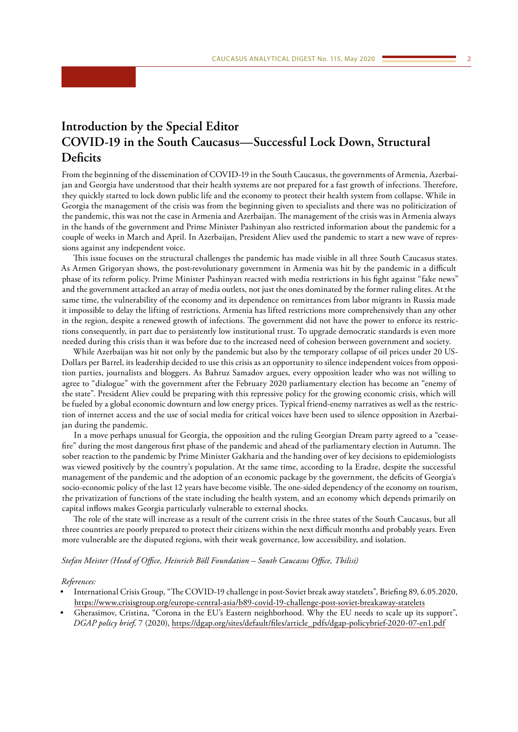## Introduction by the Special Editor
## COVID-19 in the South Caucasus—Successful Lock Down, Structural Deficits

From the beginning of the dissemination of COVID-19 in the South Caucasus, the governments of Armenia, Azerbaijan and Georgia have understood that their health systems are not prepared for a fast growth of infections. Therefore, they quickly started to lock down public life and the economy to protect their health system from collapse. While in Georgia the management of the crisis was from the beginning given to specialists and there was no politicization of the pandemic, this was not the case in Armenia and Azerbaijan. The management of the crisis was in Armenia always in the hands of the government and Prime Minister Pashinyan also restricted information about the pandemic for a couple of weeks in March and April. In Azerbaijan, President Aliev used the pandemic to start a new wave of repressions against any independent voice.

This issue focuses on the structural challenges the pandemic has made visible in all three South Caucasus states. As Armen Grigoryan shows, the post-revolutionary government in Armenia was hit by the pandemic in a difficult phase of its reform policy. Prime Minister Pashinyan reacted with media restrictions in his fight against "fake news" and the government attacked an array of media outlets, not just the ones dominated by the former ruling elites. At the same time, the vulnerability of the economy and its dependence on remittances from labor migrants in Russia made it impossible to delay the lifting of restrictions. Armenia has lifted restrictions more comprehensively than any other in the region, despite a renewed growth of infections. The government did not have the power to enforce its restrictions consequently, in part due to persistently low institutional trust. To upgrade democratic standards is even more needed during this crisis than it was before due to the increased need of cohesion between government and society.

While Azerbaijan was hit not only by the pandemic but also by the temporary collapse of oil prices under 20 US-Dollars per Barrel, its leadership decided to use this crisis as an opportunity to silence independent voices from opposition parties, journalists and bloggers. As Bahruz Samadov argues, every opposition leader who was not willing to agree to "dialogue" with the government after the February 2020 parliamentary election has become an "enemy of the state". President Aliev could be preparing with this repressive policy for the growing economic crisis, which will be fueled by a global economic downturn and low energy prices. Typical friend-enemy narratives as well as the restriction of internet access and the use of social media for critical voices have been used to silence opposition in Azerbaijan during the pandemic.

In a move perhaps unusual for Georgia, the opposition and the ruling Georgian Dream party agreed to a "ceasefire" during the most dangerous first phase of the pandemic and ahead of the parliamentary election in Autumn. The sober reaction to the pandemic by Prime Minister Gakharia and the handing over of key decisions to epidemiologists was viewed positively by the country's population. At the same time, according to Ia Eradze, despite the successful management of the pandemic and the adoption of an economic package by the government, the deficits of Georgia's socio-economic policy of the last 12 years have become visible. The one-sided dependency of the economy on tourism, the privatization of functions of the state including the health system, and an economy which depends primarily on capital inflows makes Georgia particularly vulnerable to external shocks.

The role of the state will increase as a result of the current crisis in the three states of the South Caucasus, but all three countries are poorly prepared to protect their citizens within the next difficult months and probably years. Even more vulnerable are the disputed regions, with their weak governance, low accessibility, and isolation.

*Stefan Meister (Head of Office, Heinrich Böll Foundation – South Caucasus Office, Tbilisi)*

*References:*

- International Crisis Group, "The COVID-19 challenge in post-Soviet break away statelets", Briefing 89, 6.05.2020, https://www.crisisgroup.org/europe-central-asia/b89-covid-19-challenge-post-soviet-breakaway-statelets
- Gherasimov, Cristina, "Corona in the EU's Eastern neighborhood. Why the EU needs to scale up its support", *DGAP policy brief*, 7 (2020), https://dgap.org/sites/default/files/article_pdfs/dgap-policybrief-2020-07-en1.pdf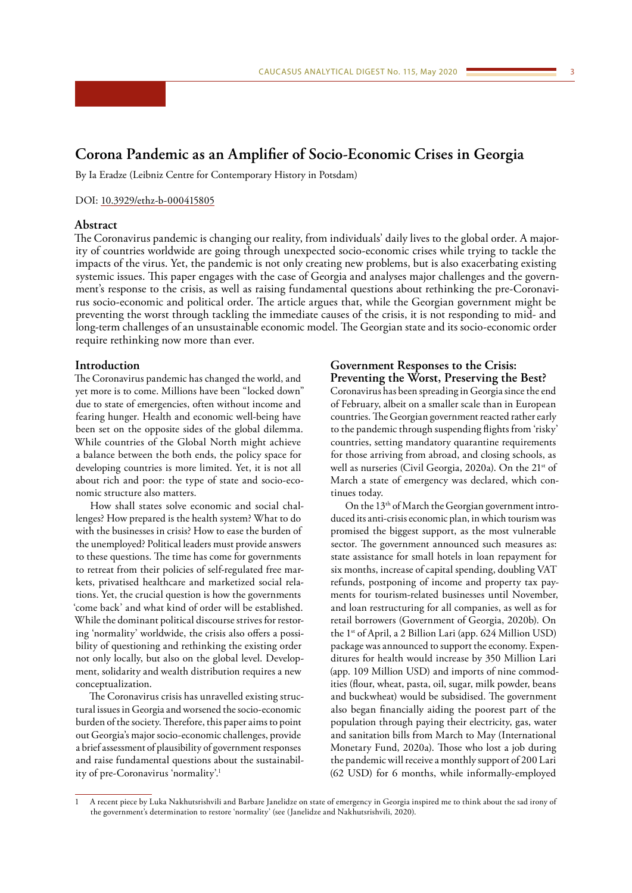# Corona Pandemic as an Amplifier of Socio-Economic Crises in Georgia

By Ia Eradze (Leibniz Centre for Contemporary History in Potsdam)

DOI: 10.3929/ethz-b-000415805

## Abstract

The Coronavirus pandemic is changing our reality, from individuals' daily lives to the global order. A majority of countries worldwide are going through unexpected socio-economic crises while trying to tackle the impacts of the virus. Yet, the pandemic is not only creating new problems, but is also exacerbating existing systemic issues. This paper engages with the case of Georgia and analyses major challenges and the government's response to the crisis, as well as raising fundamental questions about rethinking the pre-Coronavirus socio-economic and political order. The article argues that, while the Georgian government might be preventing the worst through tackling the immediate causes of the crisis, it is not responding to mid- and long-term challenges of an unsustainable economic model. The Georgian state and its socio-economic order require rethinking now more than ever.

## Introduction

The Coronavirus pandemic has changed the world, and yet more is to come. Millions have been "locked down" due to state of emergencies, often without income and fearing hunger. Health and economic well-being have been set on the opposite sides of the global dilemma. While countries of the Global North might achieve a balance between the both ends, the policy space for developing countries is more limited. Yet, it is not all about rich and poor: the type of state and socio-economic structure also matters.

How shall states solve economic and social challenges? How prepared is the health system? What to do with the businesses in crisis? How to ease the burden of the unemployed? Political leaders must provide answers to these questions. The time has come for governments to retreat from their policies of self-regulated free markets, privatised healthcare and marketized social relations. Yet, the crucial question is how the governments 'come back' and what kind of order will be established. While the dominant political discourse strives for restoring 'normality' worldwide, the crisis also offers a possibility of questioning and rethinking the existing order not only locally, but also on the global level. Development, solidarity and wealth distribution requires a new conceptualization.

The Coronavirus crisis has unravelled existing structural issues in Georgia and worsened the socio-economic burden of the society. Therefore, this paper aims to point out Georgia's major socio-economic challenges, provide a brief assessment of plausibility of government responses and raise fundamental questions about the sustainability of pre-Coronavirus 'normality'.[1]

## Government Responses to the Crisis: Preventing the Worst, Preserving the Best?

Coronavirus has been spreading in Georgia since the end of February, albeit on a smaller scale than in European countries. The Georgian government reacted rather early to the pandemic through suspending flights from 'risky' countries, setting mandatory quarantine requirements for those arriving from abroad, and closing schools, as well as nurseries (Civil Georgia, 2020a). On the 21st of March a state of emergency was declared, which continues today.

On the 13th of March the Georgian government introduced its anti-crisis economic plan, in which tourism was promised the biggest support, as the most vulnerable sector. The government announced such measures as: state assistance for small hotels in loan repayment for six months, increase of capital spending, doubling VAT refunds, postponing of income and property tax payments for tourism-related businesses until November, and loan restructuring for all companies, as well as for retail borrowers (Government of Georgia, 2020b). On the 1st of April, a 2 Billion Lari (app. 624 Million USD) package was announced to support the economy. Expenditures for health would increase by 350 Million Lari (app. 109 Million USD) and imports of nine commodities (flour, wheat, pasta, oil, sugar, milk powder, beans and buckwheat) would be subsidised. The government also began financially aiding the poorest part of the population through paying their electricity, gas, water and sanitation bills from March to May (International Monetary Fund, 2020a). Those who lost a job during the pandemic will receive a monthly support of 200 Lari (62 USD) for 6 months, while informally-employed

---

1 A recent piece by Luka Nakhutsrishvili and Barbare Janelidze on state of emergency in Georgia inspired me to think about the sad irony of the government's determination to restore 'normality' (see (Janelidze and Nakhutsrishvili, 2020).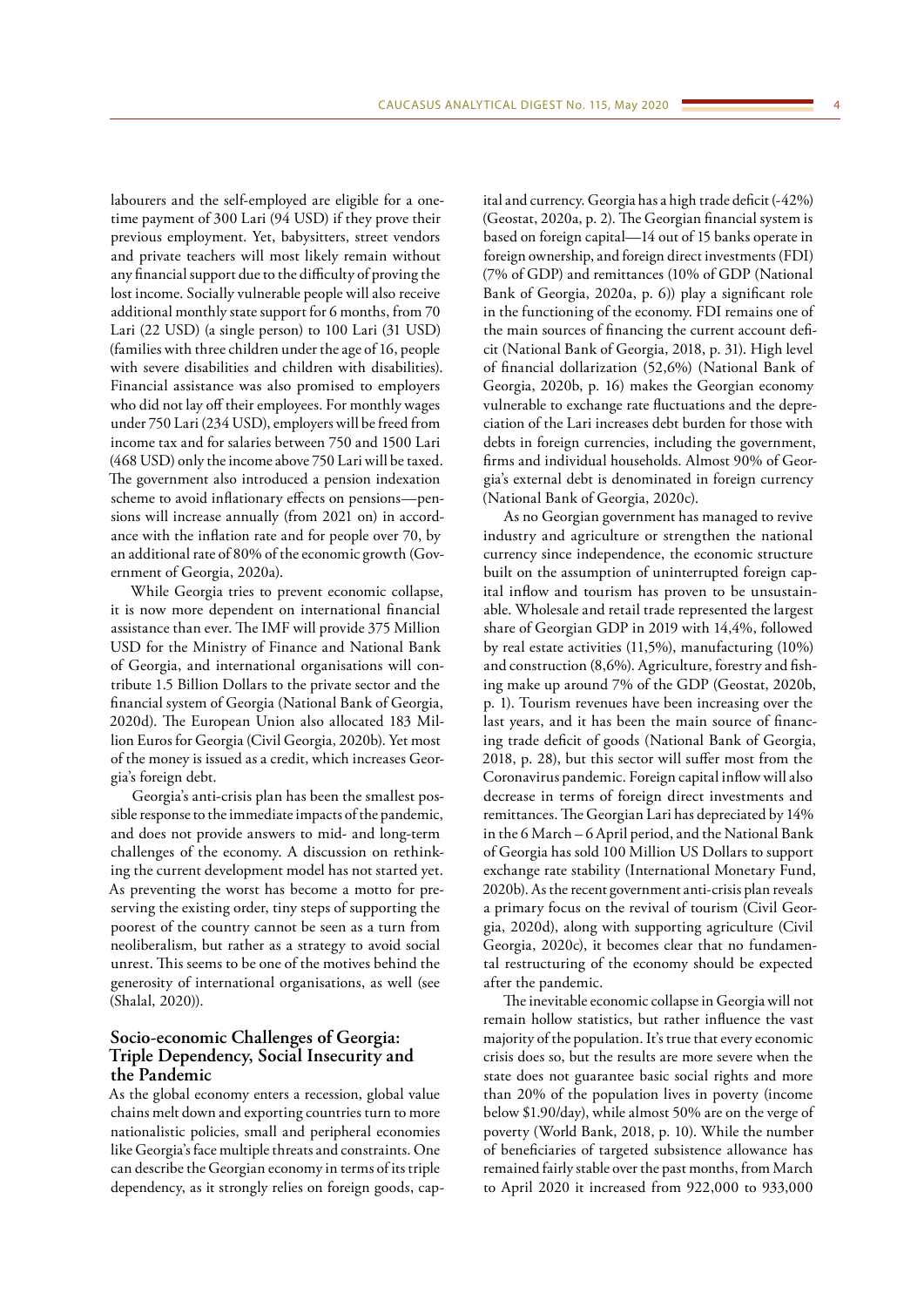labourers and the self-employed are eligible for a one-time payment of 300 Lari (94 USD) if they prove their previous employment. Yet, babysitters, street vendors and private teachers will most likely remain without any financial support due to the difficulty of proving the lost income. Socially vulnerable people will also receive additional monthly state support for 6 months, from 70 Lari (22 USD) (a single person) to 100 Lari (31 USD) (families with three children under the age of 16, people with severe disabilities and children with disabilities). Financial assistance was also promised to employers who did not lay off their employees. For monthly wages under 750 Lari (234 USD), employers will be freed from income tax and for salaries between 750 and 1500 Lari (468 USD) only the income above 750 Lari will be taxed. The government also introduced a pension indexation scheme to avoid inflationary effects on pensions—pensions will increase annually (from 2021 on) in accordance with the inflation rate and for people over 70, by an additional rate of 80% of the economic growth (Government of Georgia, 2020a).

While Georgia tries to prevent economic collapse, it is now more dependent on international financial assistance than ever. The IMF will provide 375 Million USD for the Ministry of Finance and National Bank of Georgia, and international organisations will contribute 1.5 Billion Dollars to the private sector and the financial system of Georgia (National Bank of Georgia, 2020d). The European Union also allocated 183 Million Euros for Georgia (Civil Georgia, 2020b). Yet most of the money is issued as a credit, which increases Georgia's foreign debt.

Georgia's anti-crisis plan has been the smallest possible response to the immediate impacts of the pandemic, and does not provide answers to mid- and long-term challenges of the economy. A discussion on rethinking the current development model has not started yet. As preventing the worst has become a motto for preserving the existing order, tiny steps of supporting the poorest of the country cannot be seen as a turn from neoliberalism, but rather as a strategy to avoid social unrest. This seems to be one of the motives behind the generosity of international organisations, as well (see (Shalal, 2020)).

## Socio-economic Challenges of Georgia: Triple Dependency, Social Insecurity and the Pandemic

As the global economy enters a recession, global value chains melt down and exporting countries turn to more nationalistic policies, small and peripheral economies like Georgia's face multiple threats and constraints. One can describe the Georgian economy in terms of its triple dependency, as it strongly relies on foreign goods, capital and currency. Georgia has a high trade deficit (-42%) (Geostat, 2020a, p. 2). The Georgian financial system is based on foreign capital—14 out of 15 banks operate in foreign ownership, and foreign direct investments (FDI) (7% of GDP) and remittances (10% of GDP (National Bank of Georgia, 2020a, p. 6)) play a significant role in the functioning of the economy. FDI remains one of the main sources of financing the current account deficit (National Bank of Georgia, 2018, p. 31). High level of financial dollarization (52,6%) (National Bank of Georgia, 2020b, p. 16) makes the Georgian economy vulnerable to exchange rate fluctuations and the depreciation of the Lari increases debt burden for those with debts in foreign currencies, including the government, firms and individual households. Almost 90% of Georgia's external debt is denominated in foreign currency (National Bank of Georgia, 2020c).

As no Georgian government has managed to revive industry and agriculture or strengthen the national currency since independence, the economic structure built on the assumption of uninterrupted foreign capital inflow and tourism has proven to be unsustainable. Wholesale and retail trade represented the largest share of Georgian GDP in 2019 with 14,4%, followed by real estate activities (11,5%), manufacturing (10%) and construction (8,6%). Agriculture, forestry and fishing make up around 7% of the GDP (Geostat, 2020b, p. 1). Tourism revenues have been increasing over the last years, and it has been the main source of financing trade deficit of goods (National Bank of Georgia, 2018, p. 28), but this sector will suffer most from the Coronavirus pandemic. Foreign capital inflow will also decrease in terms of foreign direct investments and remittances. The Georgian Lari has depreciated by 14% in the 6 March – 6 April period, and the National Bank of Georgia has sold 100 Million US Dollars to support exchange rate stability (International Monetary Fund, 2020b). As the recent government anti-crisis plan reveals a primary focus on the revival of tourism (Civil Georgia, 2020d), along with supporting agriculture (Civil Georgia, 2020c), it becomes clear that no fundamental restructuring of the economy should be expected after the pandemic.

The inevitable economic collapse in Georgia will not remain hollow statistics, but rather influence the vast majority of the population. It's true that every economic crisis does so, but the results are more severe when the state does not guarantee basic social rights and more than 20% of the population lives in poverty (income below $1.90/day), while almost 50% are on the verge of poverty (World Bank, 2018, p. 10). While the number of beneficiaries of targeted subsistence allowance has remained fairly stable over the past months, from March to April 2020 it increased from 922,000 to 933,000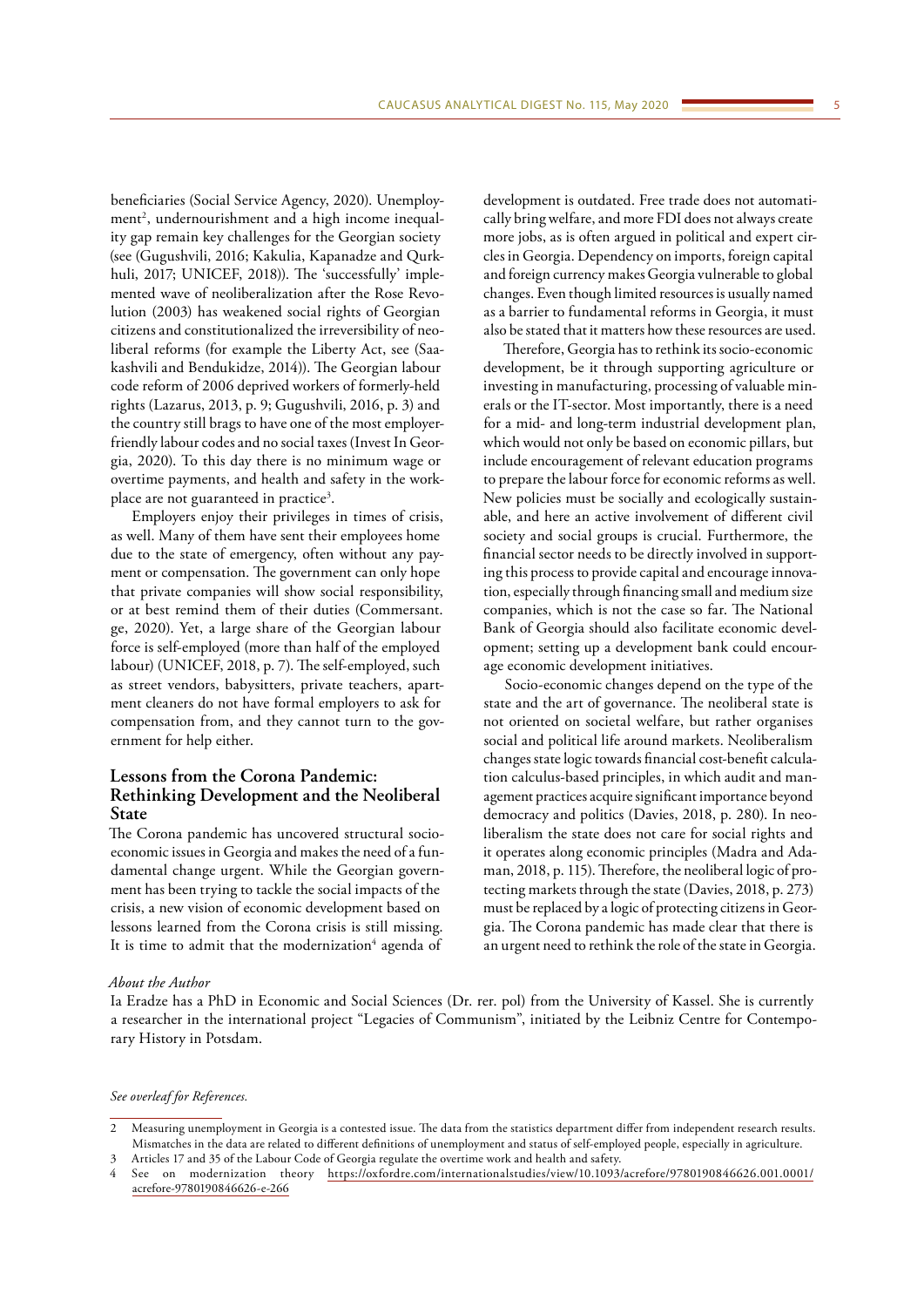beneficiaries (Social Service Agency, 2020). Unemployment[2], undernourishment and a high income inequality gap remain key challenges for the Georgian society (see (Gugushvili, 2016; Kakulia, Kapanadze and Qurkhuli, 2017; UNICEF, 2018)). The 'successfully' implemented wave of neoliberalization after the Rose Revolution (2003) has weakened social rights of Georgian citizens and constitutionalized the irreversibility of neoliberal reforms (for example the Liberty Act, see (Saakashvili and Bendukidze, 2014)). The Georgian labour code reform of 2006 deprived workers of formerly-held rights (Lazarus, 2013, p. 9; Gugushvili, 2016, p. 3) and the country still brags to have one of the most employer-friendly labour codes and no social taxes (Invest In Georgia, 2020). To this day there is no minimum wage or overtime payments, and health and safety in the workplace are not guaranteed in practice[3].

Employers enjoy their privileges in times of crisis, as well. Many of them have sent their employees home due to the state of emergency, often without any payment or compensation. The government can only hope that private companies will show social responsibility, or at best remind them of their duties (Commersant.ge, 2020). Yet, a large share of the Georgian labour force is self-employed (more than half of the employed labour) (UNICEF, 2018, p. 7). The self-employed, such as street vendors, babysitters, private teachers, apartment cleaners do not have formal employers to ask for compensation from, and they cannot turn to the government for help either.

## Lessons from the Corona Pandemic: Rethinking Development and the Neoliberal State

The Corona pandemic has uncovered structural socio-economic issues in Georgia and makes the need of a fundamental change urgent. While the Georgian government has been trying to tackle the social impacts of the crisis, a new vision of economic development based on lessons learned from the Corona crisis is still missing. It is time to admit that the modernization[4] agenda of development is outdated. Free trade does not automatically bring welfare, and more FDI does not always create more jobs, as is often argued in political and expert circles in Georgia. Dependency on imports, foreign capital and foreign currency makes Georgia vulnerable to global changes. Even though limited resources is usually named as a barrier to fundamental reforms in Georgia, it must also be stated that it matters how these resources are used.

Therefore, Georgia has to rethink its socio-economic development, be it through supporting agriculture or investing in manufacturing, processing of valuable minerals or the IT-sector. Most importantly, there is a need for a mid- and long-term industrial development plan, which would not only be based on economic pillars, but include encouragement of relevant education programs to prepare the labour force for economic reforms as well. New policies must be socially and ecologically sustainable, and here an active involvement of different civil society and social groups is crucial. Furthermore, the financial sector needs to be directly involved in supporting this process to provide capital and encourage innovation, especially through financing small and medium size companies, which is not the case so far. The National Bank of Georgia should also facilitate economic development; setting up a development bank could encourage economic development initiatives.

Socio-economic changes depend on the type of the state and the art of governance. The neoliberal state is not oriented on societal welfare, but rather organises social and political life around markets. Neoliberalism changes state logic towards financial cost-benefit calculation calculus-based principles, in which audit and management practices acquire significant importance beyond democracy and politics (Davies, 2018, p. 280). In neoliberalism the state does not care for social rights and it operates along economic principles (Madra and Adaman, 2018, p. 115). Therefore, the neoliberal logic of protecting markets through the state (Davies, 2018, p. 273) must be replaced by a logic of protecting citizens in Georgia. The Corona pandemic has made clear that there is an urgent need to rethink the role of the state in Georgia.

*About the Author*

Ia Eradze has a PhD in Economic and Social Sciences (Dr. rer. pol) from the University of Kassel. She is currently a researcher in the international project "Legacies of Communism", initiated by the Leibniz Centre for Contemporary History in Potsdam.

*See overleaf for References.*

---

2 Measuring unemployment in Georgia is a contested issue. The data from the statistics department differ from independent research results. Mismatches in the data are related to different definitions of unemployment and status of self-employed people, especially in agriculture.

3 Articles 17 and 35 of the Labour Code of Georgia regulate the overtime work and health and safety.

4 See on modernization theory https://oxfordre.com/internationalstudies/view/10.1093/acrefore/9780190846626.001.0001/acrefore-9780190846626-e-266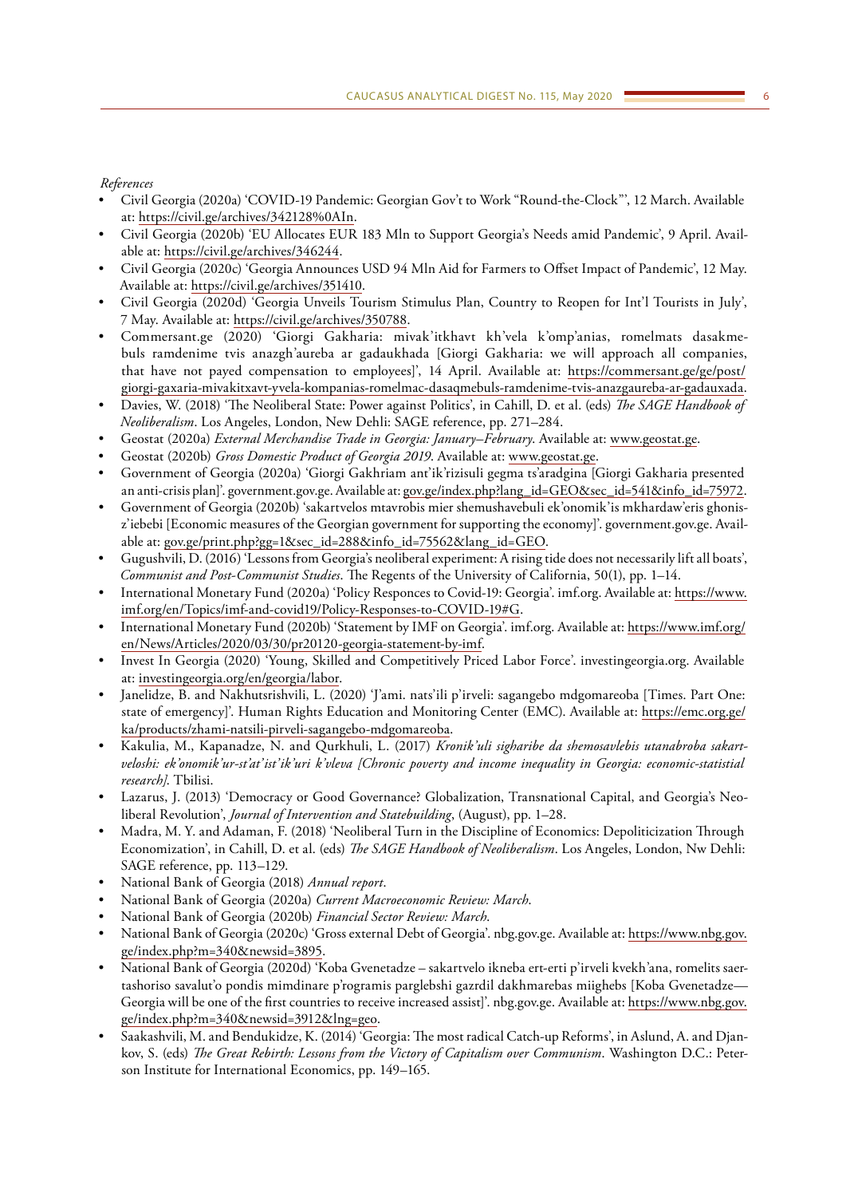*References*

- Civil Georgia (2020a) 'COVID-19 Pandemic: Georgian Gov't to Work "Round-the-Clock"', 12 March. Available at: https://civil.ge/archives/342128%0AIn.
- Civil Georgia (2020b) 'EU Allocates EUR 183 Mln to Support Georgia's Needs amid Pandemic', 9 April. Available at: https://civil.ge/archives/346244.
- Civil Georgia (2020c) 'Georgia Announces USD 94 Mln Aid for Farmers to Offset Impact of Pandemic', 12 May. Available at: https://civil.ge/archives/351410.
- Civil Georgia (2020d) 'Georgia Unveils Tourism Stimulus Plan, Country to Reopen for Int'l Tourists in July', 7 May. Available at: https://civil.ge/archives/350788.
- Commersant.ge (2020) 'Giorgi Gakharia: mivak'itkhavt kh'vela k'omp'anias, romelmats dasakmebuls ramdenime tvis anazgh'aureba ar gadaukhada [Giorgi Gakharia: we will approach all companies, that have not payed compensation to employees]', 14 April. Available at: https://commersant.ge/ge/post/giorgi-gaxaria-mivakitxavt-yvela-kompanias-romelmac-dasaqmebuls-ramdenime-tvis-anazgaureba-ar-gadauxada.
- Davies, W. (2018) 'The Neoliberal State: Power against Politics', in Cahill, D. et al. (eds) *The SAGE Handbook of Neoliberalism*. Los Angeles, London, New Dehli: SAGE reference, pp. 271–284.
- Geostat (2020a) *External Merchandise Trade in Georgia: January–February*. Available at: www.geostat.ge.
- Geostat (2020b) *Gross Domestic Product of Georgia 2019*. Available at: www.geostat.ge.
- Government of Georgia (2020a) 'Giorgi Gakhriam ant'ik'rizisuli gegma ts'aradgina [Giorgi Gakharia presented an anti-crisis plan]'. government.gov.ge. Available at: gov.ge/index.php?lang_id=GEO&sec_id=541&info_id=75972.
- Government of Georgia (2020b) 'sakartvelos mtavrobis mier shemushavebuli ek'onomik'is mkhardaw'eris ghonisz'iebebi [Economic measures of the Georgian government for supporting the economy]'. government.gov.ge. Available at: gov.ge/print.php?gg=1&sec_id=288&info_id=75562&lang_id=GEO.
- Gugushvili, D. (2016) 'Lessons from Georgia's neoliberal experiment: A rising tide does not necessarily lift all boats', *Communist and Post-Communist Studies*. The Regents of the University of California, 50(1), pp. 1–14.
- International Monetary Fund (2020a) 'Policy Responces to Covid-19: Georgia'. imf.org. Available at: https://www.imf.org/en/Topics/imf-and-covid19/Policy-Responses-to-COVID-19#G.
- International Monetary Fund (2020b) 'Statement by IMF on Georgia'. imf.org. Available at: https://www.imf.org/en/News/Articles/2020/03/30/pr20120-georgia-statement-by-imf.
- Invest In Georgia (2020) 'Young, Skilled and Competitively Priced Labor Force'. investingeorgia.org. Available at: investingeorgia.org/en/georgia/labor.
- Janelidze, B. and Nakhutsrishvili, L. (2020) 'J'ami. nats'ili p'irveli: sagangebo mdgomareoba [Times. Part One: state of emergency]'. Human Rights Education and Monitoring Center (EMC). Available at: https://emc.org.ge/ka/products/zhami-natsili-pirveli-sagangebo-mdgomareoba.
- Kakulia, M., Kapanadze, N. and Qurkhuli, L. (2017) *Kronik'uli sigharibe da shemosavlebis utanabroba sakartveloshi: ek'onomik'ur-st'at'ist'ik'uri k'vleva [Chronic poverty and income inequality in Georgia: economic-statistial research]*. Tbilisi.
- Lazarus, J. (2013) 'Democracy or Good Governance? Globalization, Transnational Capital, and Georgia's Neoliberal Revolution', *Journal of Intervention and Statebuilding*, (August), pp. 1–28.
- Madra, M. Y. and Adaman, F. (2018) 'Neoliberal Turn in the Discipline of Economics: Depoliticization Through Economization', in Cahill, D. et al. (eds) *The SAGE Handbook of Neoliberalism*. Los Angeles, London, Nw Dehli: SAGE reference, pp. 113–129.
- National Bank of Georgia (2018) *Annual report*.
- National Bank of Georgia (2020a) *Current Macroeconomic Review: March*.
- National Bank of Georgia (2020b) *Financial Sector Review: March*.
- National Bank of Georgia (2020c) 'Gross external Debt of Georgia'. nbg.gov.ge. Available at: https://www.nbg.gov.ge/index.php?m=340&newsid=3895.
- National Bank of Georgia (2020d) 'Koba Gvenetadze – sakartvelo ikneba ert-erti p'irveli kvekh'ana, romelits saertashoriso savalut'o pondis mimdinare p'rogramis parglebshi gazrdil dakhmarebas miighebs [Koba Gvenetadze—Georgia will be one of the first countries to receive increased assist]'. nbg.gov.ge. Available at: https://www.nbg.gov.ge/index.php?m=340&newsid=3912&lng=geo.
- Saakashvili, M. and Bendukidze, K. (2014) 'Georgia: The most radical Catch-up Reforms', in Aslund, A. and Djankov, S. (eds) *The Great Rebirth: Lessons from the Victory of Capitalism over Communism*. Washington D.C.: Peterson Institute for International Economics, pp. 149–165.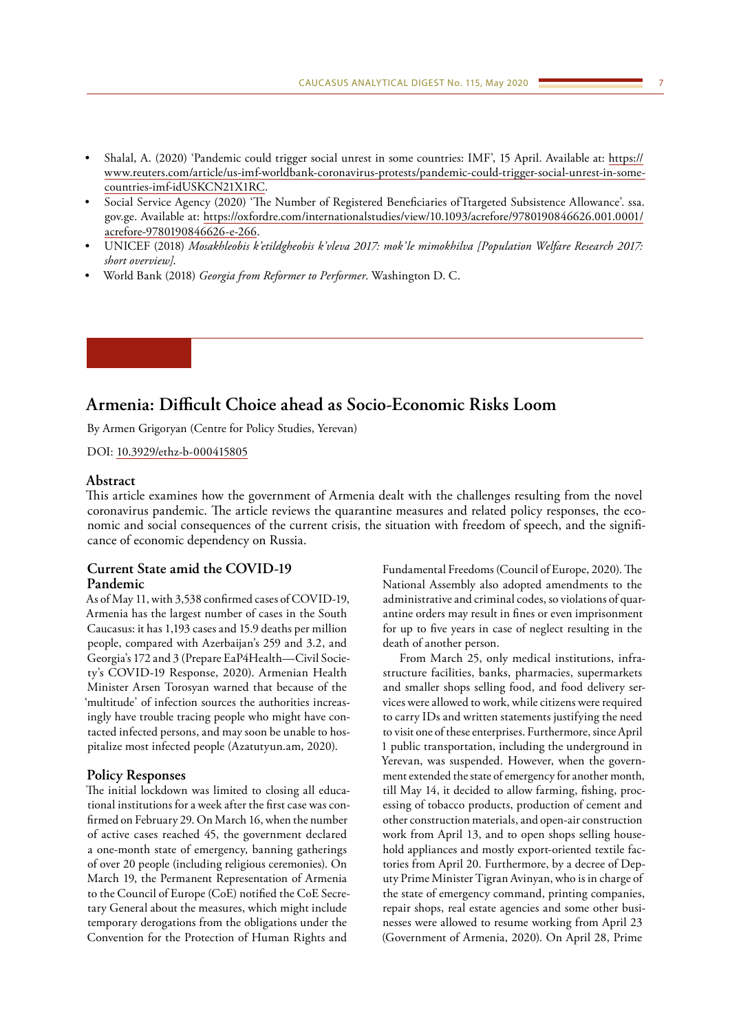- Shalal, A. (2020) 'Pandemic could trigger social unrest in some countries: IMF', 15 April. Available at: https://www.reuters.com/article/us-imf-worldbank-coronavirus-protests/pandemic-could-trigger-social-unrest-in-some-countries-imf-idUSKCN21X1RC.
- Social Service Agency (2020) 'The Number of Registered Beneficiaries of Ttargeted Subsistence Allowance'. ssa.gov.ge. Available at: https://oxfordre.com/internationalstudies/view/10.1093/acrefore/9780190846626.001.0001/acrefore-9780190846626-e-266.
- UNICEF (2018) *Mosakhleobis k'etildgheobis k'vleva 2017: mok'le mimokhilva [Population Welfare Research 2017: short overview].*
- World Bank (2018) *Georgia from Reformer to Performer*. Washington D. C.

# Armenia: Difficult Choice ahead as Socio-Economic Risks Loom

By Armen Grigoryan (Centre for Policy Studies, Yerevan)

DOI: 10.3929/ethz-b-000415805

## Abstract

This article examines how the government of Armenia dealt with the challenges resulting from the novel coronavirus pandemic. The article reviews the quarantine measures and related policy responses, the economic and social consequences of the current crisis, the situation with freedom of speech, and the significance of economic dependency on Russia.

## Current State amid the COVID-19 Pandemic

As of May 11, with 3,538 confirmed cases of COVID-19, Armenia has the largest number of cases in the South Caucasus: it has 1,193 cases and 15.9 deaths per million people, compared with Azerbaijan's 259 and 3.2, and Georgia's 172 and 3 (Prepare EaP4Health—Civil Society's COVID-19 Response, 2020). Armenian Health Minister Arsen Torosyan warned that because of the 'multitude' of infection sources the authorities increasingly have trouble tracing people who might have contacted infected persons, and may soon be unable to hospitalize most infected people (Azatutyun.am, 2020).

## Policy Responses

The initial lockdown was limited to closing all educational institutions for a week after the first case was confirmed on February 29. On March 16, when the number of active cases reached 45, the government declared a one-month state of emergency, banning gatherings of over 20 people (including religious ceremonies). On March 19, the Permanent Representation of Armenia to the Council of Europe (CoE) notified the CoE Secretary General about the measures, which might include temporary derogations from the obligations under the Convention for the Protection of Human Rights and Fundamental Freedoms (Council of Europe, 2020). The National Assembly also adopted amendments to the administrative and criminal codes, so violations of quarantine orders may result in fines or even imprisonment for up to five years in case of neglect resulting in the death of another person.

From March 25, only medical institutions, infrastructure facilities, banks, pharmacies, supermarkets and smaller shops selling food, and food delivery services were allowed to work, while citizens were required to carry IDs and written statements justifying the need to visit one of these enterprises. Furthermore, since April 1 public transportation, including the underground in Yerevan, was suspended. However, when the government extended the state of emergency for another month, till May 14, it decided to allow farming, fishing, processing of tobacco products, production of cement and other construction materials, and open-air construction work from April 13, and to open shops selling household appliances and mostly export-oriented textile factories from April 20. Furthermore, by a decree of Deputy Prime Minister Tigran Avinyan, who is in charge of the state of emergency command, printing companies, repair shops, real estate agencies and some other businesses were allowed to resume working from April 23 (Government of Armenia, 2020). On April 28, Prime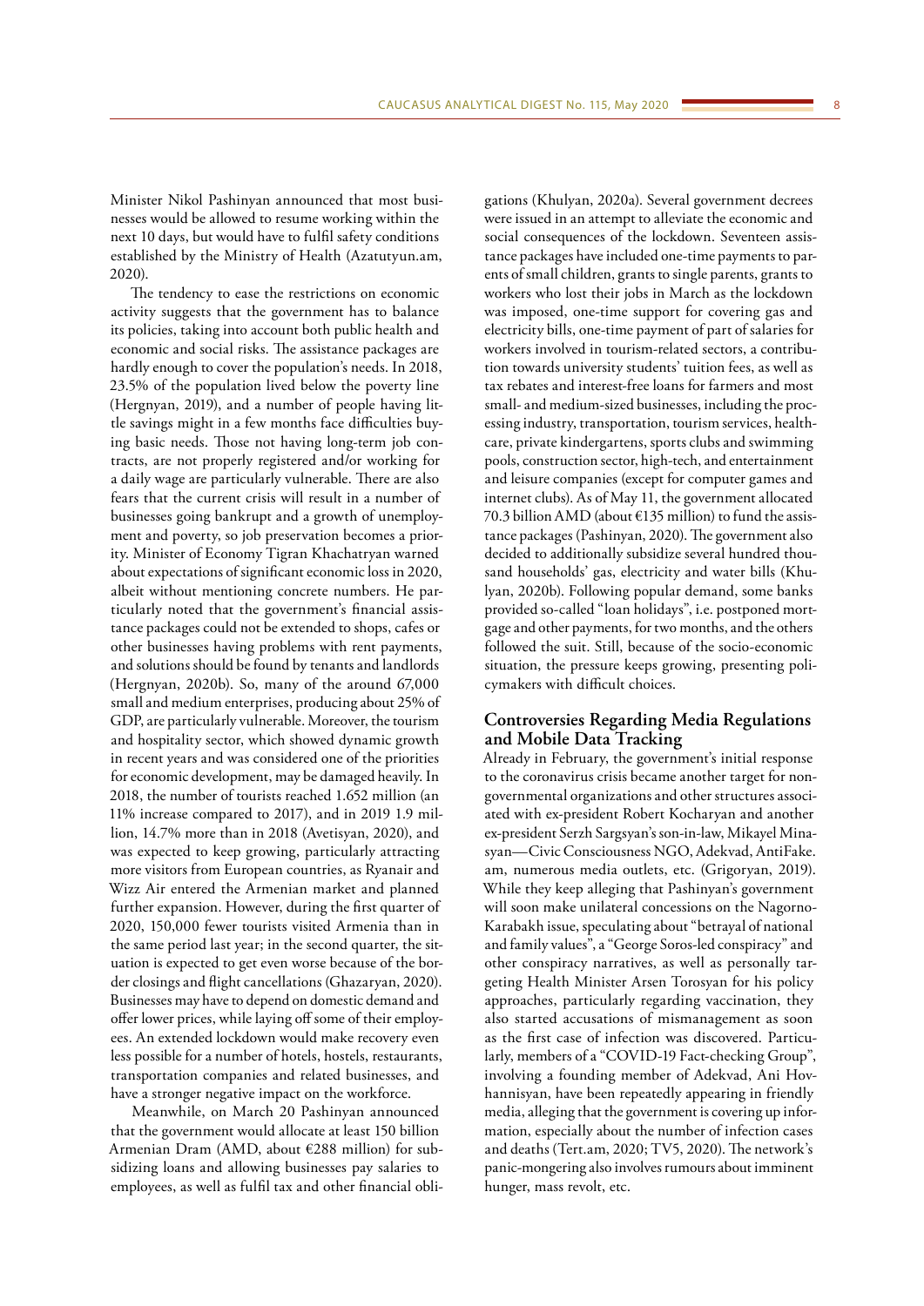Minister Nikol Pashinyan announced that most businesses would be allowed to resume working within the next 10 days, but would have to fulfil safety conditions established by the Ministry of Health (Azatutyun.am, 2020).

The tendency to ease the restrictions on economic activity suggests that the government has to balance its policies, taking into account both public health and economic and social risks. The assistance packages are hardly enough to cover the population's needs. In 2018, 23.5% of the population lived below the poverty line (Hergnyan, 2019), and a number of people having little savings might in a few months face difficulties buying basic needs. Those not having long-term job contracts, are not properly registered and/or working for a daily wage are particularly vulnerable. There are also fears that the current crisis will result in a number of businesses going bankrupt and a growth of unemployment and poverty, so job preservation becomes a priority. Minister of Economy Tigran Khachatryan warned about expectations of significant economic loss in 2020, albeit without mentioning concrete numbers. He particularly noted that the government's financial assistance packages could not be extended to shops, cafes or other businesses having problems with rent payments, and solutions should be found by tenants and landlords (Hergnyan, 2020b). So, many of the around 67,000 small and medium enterprises, producing about 25% of GDP, are particularly vulnerable. Moreover, the tourism and hospitality sector, which showed dynamic growth in recent years and was considered one of the priorities for economic development, may be damaged heavily. In 2018, the number of tourists reached 1.652 million (an 11% increase compared to 2017), and in 2019 1.9 million, 14.7% more than in 2018 (Avetisyan, 2020), and was expected to keep growing, particularly attracting more visitors from European countries, as Ryanair and Wizz Air entered the Armenian market and planned further expansion. However, during the first quarter of 2020, 150,000 fewer tourists visited Armenia than in the same period last year; in the second quarter, the situation is expected to get even worse because of the border closings and flight cancellations (Ghazaryan, 2020). Businesses may have to depend on domestic demand and offer lower prices, while laying off some of their employees. An extended lockdown would make recovery even less possible for a number of hotels, hostels, restaurants, transportation companies and related businesses, and have a stronger negative impact on the workforce.

Meanwhile, on March 20 Pashinyan announced that the government would allocate at least 150 billion Armenian Dram (AMD, about €288 million) for subsidizing loans and allowing businesses pay salaries to employees, as well as fulfil tax and other financial obligations (Khulyan, 2020a). Several government decrees were issued in an attempt to alleviate the economic and social consequences of the lockdown. Seventeen assistance packages have included one-time payments to parents of small children, grants to single parents, grants to workers who lost their jobs in March as the lockdown was imposed, one-time support for covering gas and electricity bills, one-time payment of part of salaries for workers involved in tourism-related sectors, a contribution towards university students' tuition fees, as well as tax rebates and interest-free loans for farmers and most small- and medium-sized businesses, including the processing industry, transportation, tourism services, healthcare, private kindergartens, sports clubs and swimming pools, construction sector, high-tech, and entertainment and leisure companies (except for computer games and internet clubs). As of May 11, the government allocated 70.3 billion AMD (about €135 million) to fund the assistance packages (Pashinyan, 2020). The government also decided to additionally subsidize several hundred thousand households' gas, electricity and water bills (Khulyan, 2020b). Following popular demand, some banks provided so-called "loan holidays", i.e. postponed mortgage and other payments, for two months, and the others followed the suit. Still, because of the socio-economic situation, the pressure keeps growing, presenting policymakers with difficult choices.

## Controversies Regarding Media Regulations and Mobile Data Tracking

Already in February, the government's initial response to the coronavirus crisis became another target for non-governmental organizations and other structures associated with ex-president Robert Kocharyan and another ex-president Serzh Sargsyan's son-in-law, Mikayel Minasyan—Civic Consciousness NGO, Adekvad, AntiFake.am, numerous media outlets, etc. (Grigoryan, 2019). While they keep alleging that Pashinyan's government will soon make unilateral concessions on the Nagorno-Karabakh issue, speculating about "betrayal of national and family values", a "George Soros-led conspiracy" and other conspiracy narratives, as well as personally targeting Health Minister Arsen Torosyan for his policy approaches, particularly regarding vaccination, they also started accusations of mismanagement as soon as the first case of infection was discovered. Particularly, members of a "COVID-19 Fact-checking Group", involving a founding member of Adekvad, Ani Hovhannisyan, have been repeatedly appearing in friendly media, alleging that the government is covering up information, especially about the number of infection cases and deaths (Tert.am, 2020; TV5, 2020). The network's panic-mongering also involves rumours about imminent hunger, mass revolt, etc.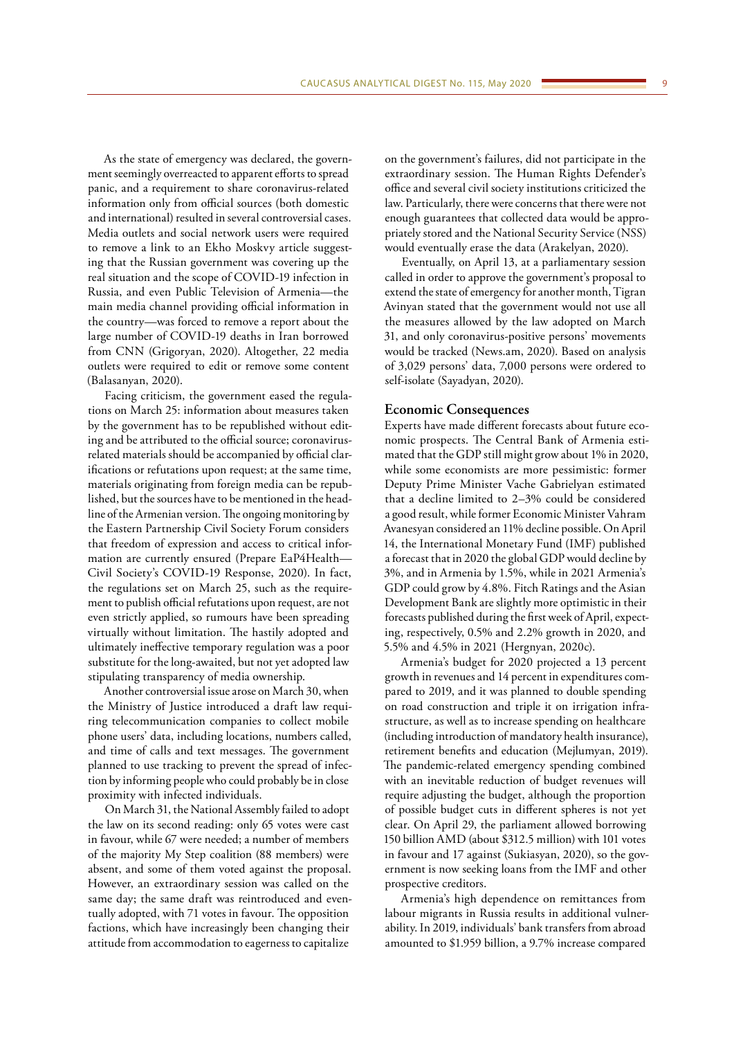As the state of emergency was declared, the government seemingly overreacted to apparent efforts to spread panic, and a requirement to share coronavirus-related information only from official sources (both domestic and international) resulted in several controversial cases. Media outlets and social network users were required to remove a link to an Ekho Moskvy article suggesting that the Russian government was covering up the real situation and the scope of COVID-19 infection in Russia, and even Public Television of Armenia—the main media channel providing official information in the country—was forced to remove a report about the large number of COVID-19 deaths in Iran borrowed from CNN (Grigoryan, 2020). Altogether, 22 media outlets were required to edit or remove some content (Balasanyan, 2020).

Facing criticism, the government eased the regulations on March 25: information about measures taken by the government has to be republished without editing and be attributed to the official source; coronavirus-related materials should be accompanied by official clarifications or refutations upon request; at the same time, materials originating from foreign media can be republished, but the sources have to be mentioned in the headline of the Armenian version. The ongoing monitoring by the Eastern Partnership Civil Society Forum considers that freedom of expression and access to critical information are currently ensured (Prepare EaP4Health—Civil Society's COVID-19 Response, 2020). In fact, the regulations set on March 25, such as the requirement to publish official refutations upon request, are not even strictly applied, so rumours have been spreading virtually without limitation. The hastily adopted and ultimately ineffective temporary regulation was a poor substitute for the long-awaited, but not yet adopted law stipulating transparency of media ownership.

Another controversial issue arose on March 30, when the Ministry of Justice introduced a draft law requiring telecommunication companies to collect mobile phone users' data, including locations, numbers called, and time of calls and text messages. The government planned to use tracking to prevent the spread of infection by informing people who could probably be in close proximity with infected individuals.

On March 31, the National Assembly failed to adopt the law on its second reading: only 65 votes were cast in favour, while 67 were needed; a number of members of the majority My Step coalition (88 members) were absent, and some of them voted against the proposal. However, an extraordinary session was called on the same day; the same draft was reintroduced and eventually adopted, with 71 votes in favour. The opposition factions, which have increasingly been changing their attitude from accommodation to eagerness to capitalize on the government's failures, did not participate in the extraordinary session. The Human Rights Defender's office and several civil society institutions criticized the law. Particularly, there were concerns that there were not enough guarantees that collected data would be appropriately stored and the National Security Service (NSS) would eventually erase the data (Arakelyan, 2020).

Eventually, on April 13, at a parliamentary session called in order to approve the government's proposal to extend the state of emergency for another month, Tigran Avinyan stated that the government would not use all the measures allowed by the law adopted on March 31, and only coronavirus-positive persons' movements would be tracked (News.am, 2020). Based on analysis of 3,029 persons' data, 7,000 persons were ordered to self-isolate (Sayadyan, 2020).

## Economic Consequences

Experts have made different forecasts about future economic prospects. The Central Bank of Armenia estimated that the GDP still might grow about 1% in 2020, while some economists are more pessimistic: former Deputy Prime Minister Vache Gabrielyan estimated that a decline limited to 2–3% could be considered a good result, while former Economic Minister Vahram Avanesyan considered an 11% decline possible. On April 14, the International Monetary Fund (IMF) published a forecast that in 2020 the global GDP would decline by 3%, and in Armenia by 1.5%, while in 2021 Armenia's GDP could grow by 4.8%. Fitch Ratings and the Asian Development Bank are slightly more optimistic in their forecasts published during the first week of April, expecting, respectively, 0.5% and 2.2% growth in 2020, and 5.5% and 4.5% in 2021 (Hergnyan, 2020c).

Armenia's budget for 2020 projected a 13 percent growth in revenues and 14 percent in expenditures compared to 2019, and it was planned to double spending on road construction and triple it on irrigation infrastructure, as well as to increase spending on healthcare (including introduction of mandatory health insurance), retirement benefits and education (Mejlumyan, 2019). The pandemic-related emergency spending combined with an inevitable reduction of budget revenues will require adjusting the budget, although the proportion of possible budget cuts in different spheres is not yet clear. On April 29, the parliament allowed borrowing 150 billion AMD (about $312.5 million) with 101 votes in favour and 17 against (Sukiasyan, 2020), so the government is now seeking loans from the IMF and other prospective creditors.

Armenia's high dependence on remittances from labour migrants in Russia results in additional vulnerability. In 2019, individuals' bank transfers from abroad amounted to $1.959 billion, a 9.7% increase compared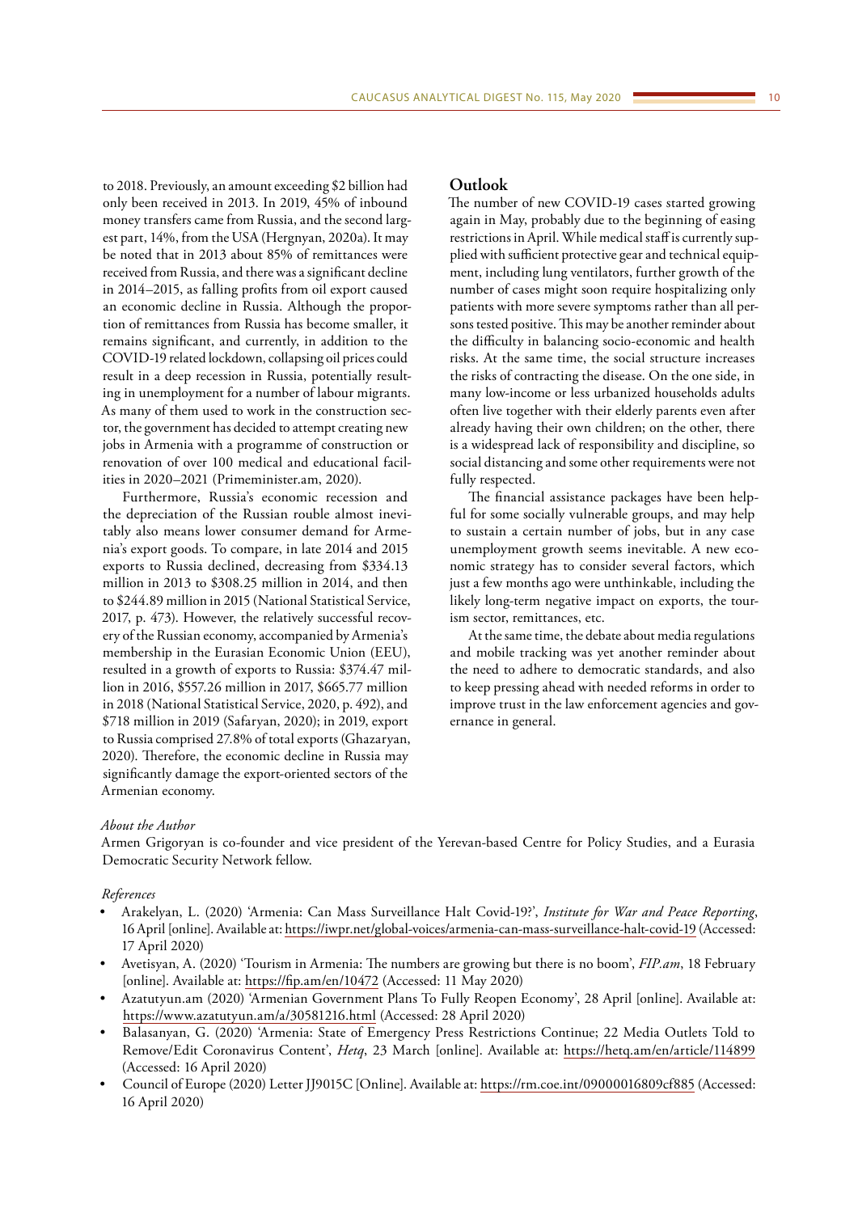to 2018. Previously, an amount exceeding $2 billion had only been received in 2013. In 2019, 45% of inbound money transfers came from Russia, and the second largest part, 14%, from the USA (Hergnyan, 2020a). It may be noted that in 2013 about 85% of remittances were received from Russia, and there was a significant decline in 2014–2015, as falling profits from oil export caused an economic decline in Russia. Although the proportion of remittances from Russia has become smaller, it remains significant, and currently, in addition to the COVID-19 related lockdown, collapsing oil prices could result in a deep recession in Russia, potentially resulting in unemployment for a number of labour migrants. As many of them used to work in the construction sector, the government has decided to attempt creating new jobs in Armenia with a programme of construction or renovation of over 100 medical and educational facilities in 2020–2021 (Primeminister.am, 2020).

Furthermore, Russia's economic recession and the depreciation of the Russian rouble almost inevitably also means lower consumer demand for Armenia's export goods. To compare, in late 2014 and 2015 exports to Russia declined, decreasing from $334.13 million in 2013 to $308.25 million in 2014, and then to $244.89 million in 2015 (National Statistical Service, 2017, p. 473). However, the relatively successful recovery of the Russian economy, accompanied by Armenia's membership in the Eurasian Economic Union (EEU), resulted in a growth of exports to Russia: $374.47 million in 2016, $557.26 million in 2017, $665.77 million in 2018 (National Statistical Service, 2020, p. 492), and $718 million in 2019 (Safaryan, 2020); in 2019, export to Russia comprised 27.8% of total exports (Ghazaryan, 2020). Therefore, the economic decline in Russia may significantly damage the export-oriented sectors of the Armenian economy.

## Outlook

The number of new COVID-19 cases started growing again in May, probably due to the beginning of easing restrictions in April. While medical staff is currently supplied with sufficient protective gear and technical equipment, including lung ventilators, further growth of the number of cases might soon require hospitalizing only patients with more severe symptoms rather than all persons tested positive. This may be another reminder about the difficulty in balancing socio-economic and health risks. At the same time, the social structure increases the risks of contracting the disease. On the one side, in many low-income or less urbanized households adults often live together with their elderly parents even after already having their own children; on the other, there is a widespread lack of responsibility and discipline, so social distancing and some other requirements were not fully respected.

The financial assistance packages have been helpful for some socially vulnerable groups, and may help to sustain a certain number of jobs, but in any case unemployment growth seems inevitable. A new economic strategy has to consider several factors, which just a few months ago were unthinkable, including the likely long-term negative impact on exports, the tourism sector, remittances, etc.

At the same time, the debate about media regulations and mobile tracking was yet another reminder about the need to adhere to democratic standards, and also to keep pressing ahead with needed reforms in order to improve trust in the law enforcement agencies and governance in general.

*About the Author*

Armen Grigoryan is co-founder and vice president of the Yerevan-based Centre for Policy Studies, and a Eurasia Democratic Security Network fellow.

*References*

- Arakelyan, L. (2020) 'Armenia: Can Mass Surveillance Halt Covid-19?', *Institute for War and Peace Reporting*, 16 April [online]. Available at: https://iwpr.net/global-voices/armenia-can-mass-surveillance-halt-covid-19 (Accessed: 17 April 2020)
- Avetisyan, A. (2020) 'Tourism in Armenia: The numbers are growing but there is no boom', *FIP.am*, 18 February [online]. Available at: https://fip.am/en/10472 (Accessed: 11 May 2020)
- Azatutyun.am (2020) 'Armenian Government Plans To Fully Reopen Economy', 28 April [online]. Available at: https://www.azatutyun.am/a/30581216.html (Accessed: 28 April 2020)
- Balasanyan, G. (2020) 'Armenia: State of Emergency Press Restrictions Continue; 22 Media Outlets Told to Remove/Edit Coronavirus Content', *Hetq*, 23 March [online]. Available at: https://hetq.am/en/article/114899 (Accessed: 16 April 2020)
- Council of Europe (2020) Letter JJ9015C [Online]. Available at: https://rm.coe.int/09000016809cf885 (Accessed: 16 April 2020)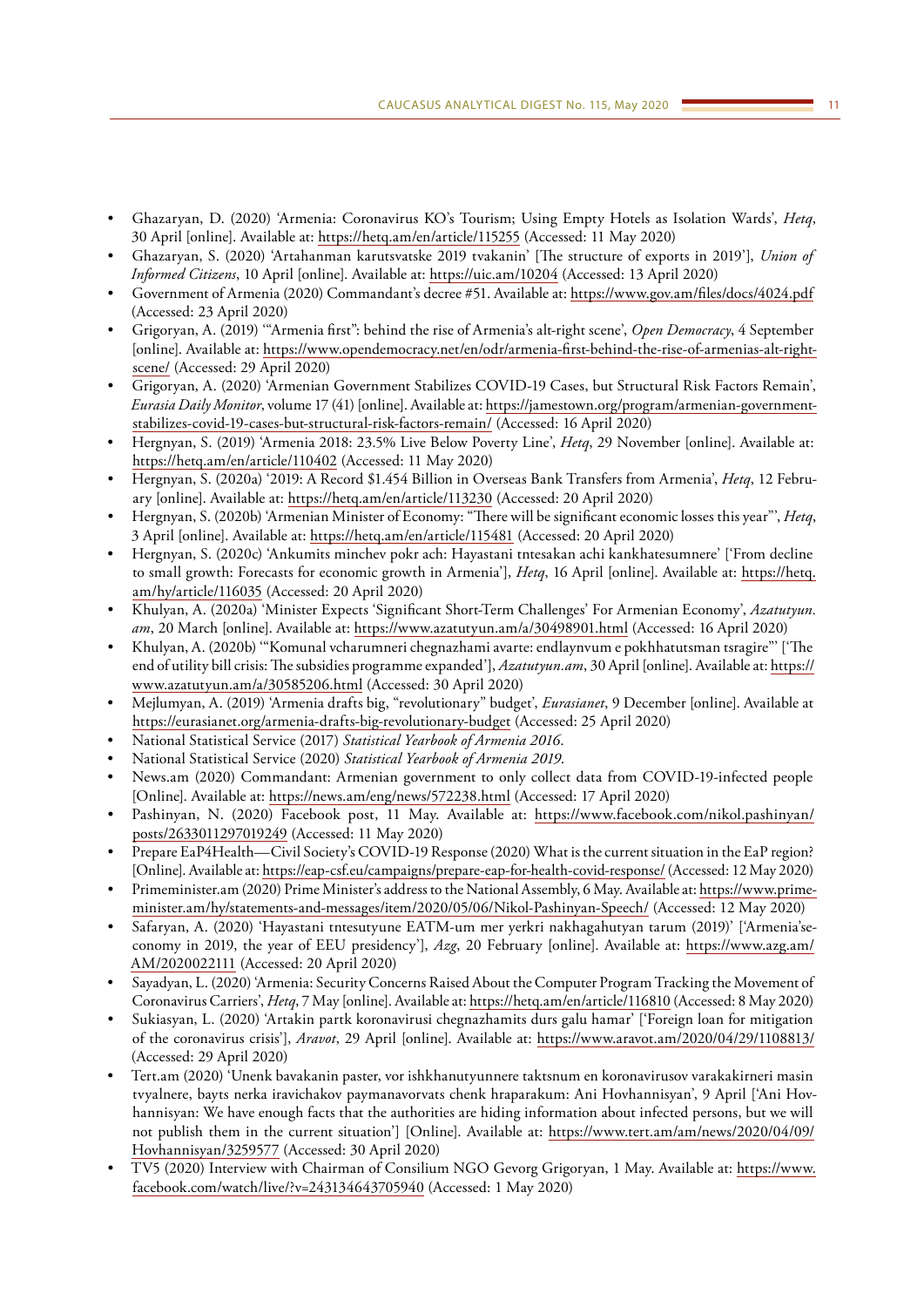- Ghazaryan, D. (2020) 'Armenia: Coronavirus KO's Tourism; Using Empty Hotels as Isolation Wards', *Hetq*, 30 April [online]. Available at: https://hetq.am/en/article/115255 (Accessed: 11 May 2020)
- Ghazaryan, S. (2020) 'Artahanman karutsvatske 2019 tvakanin' ['The structure of exports in 2019'], *Union of Informed Citizens*, 10 April [online]. Available at: https://uic.am/10204 (Accessed: 13 April 2020)
- Government of Armenia (2020) Commandant's decree #51. Available at: https://www.gov.am/files/docs/4024.pdf (Accessed: 23 April 2020)
- Grigoryan, A. (2019) '"Armenia first": behind the rise of Armenia's alt-right scene', *Open Democracy*, 4 September [online]. Available at: https://www.opendemocracy.net/en/odr/armenia-first-behind-the-rise-of-armenias-alt-right-scene/ (Accessed: 29 April 2020)
- Grigoryan, A. (2020) 'Armenian Government Stabilizes COVID-19 Cases, but Structural Risk Factors Remain', *Eurasia Daily Monitor*, volume 17 (41) [online]. Available at: https://jamestown.org/program/armenian-government-stabilizes-covid-19-cases-but-structural-risk-factors-remain/ (Accessed: 16 April 2020)
- Hergnyan, S. (2019) 'Armenia 2018: 23.5% Live Below Poverty Line', *Hetq*, 29 November [online]. Available at: https://hetq.am/en/article/110402 (Accessed: 11 May 2020)
- Hergnyan, S. (2020a) '2019: A Record $1.454 Billion in Overseas Bank Transfers from Armenia', *Hetq*, 12 February [online]. Available at: https://hetq.am/en/article/113230 (Accessed: 20 April 2020)
- Hergnyan, S. (2020b) 'Armenian Minister of Economy: "There will be significant economic losses this year"', *Hetq*, 3 April [online]. Available at: https://hetq.am/en/article/115481 (Accessed: 20 April 2020)
- Hergnyan, S. (2020c) 'Ankumits minchev pokr ach: Hayastani tntesakan achi kankhatesumnere' ['From decline to small growth: Forecasts for economic growth in Armenia'], *Hetq*, 16 April [online]. Available at: https://hetq.am/hy/article/116035 (Accessed: 20 April 2020)
- Khulyan, A. (2020a) 'Minister Expects 'Significant Short-Term Challenges' For Armenian Economy', *Azatutyun.am*, 20 March [online]. Available at: https://www.azatutyun.am/a/30498901.html (Accessed: 16 April 2020)
- Khulyan, A. (2020b) '"Komunal vcharumneri chegnazhami avarte: endlaynvum e pokhhatutsman tsragire"' ['The end of utility bill crisis: The subsidies programme expanded'], *Azatutyun.am*, 30 April [online]. Available at: https://www.azatutyun.am/a/30585206.html (Accessed: 30 April 2020)
- Mejlumyan, A. (2019) 'Armenia drafts big, "revolutionary" budget', *Eurasianet*, 9 December [online]. Available at https://eurasianet.org/armenia-drafts-big-revolutionary-budget (Accessed: 25 April 2020)
- National Statistical Service (2017) *Statistical Yearbook of Armenia 2016*.
- National Statistical Service (2020) *Statistical Yearbook of Armenia 2019*.
- News.am (2020) Commandant: Armenian government to only collect data from COVID-19-infected people [Online]. Available at: https://news.am/eng/news/572238.html (Accessed: 17 April 2020)
- Pashinyan, N. (2020) Facebook post, 11 May. Available at: https://www.facebook.com/nikol.pashinyan/posts/2633011297019249 (Accessed: 11 May 2020)
- Prepare EaP4Health—Civil Society's COVID-19 Response (2020) What is the current situation in the EaP region? [Online]. Available at: https://eap-csf.eu/campaigns/prepare-eap-for-health-covid-response/ (Accessed: 12 May 2020)
- Primeminister.am (2020) Prime Minister's address to the National Assembly, 6 May. Available at: https://www.primeminister.am/hy/statements-and-messages/item/2020/05/06/Nikol-Pashinyan-Speech/ (Accessed: 12 May 2020)
- Safaryan, A. (2020) 'Hayastani tntesutyune EATM-um mer yerkri nakhagahutyan tarum (2019)' ['Armenia'seconomy in 2019, the year of EEU presidency'], *Azg*, 20 February [online]. Available at: https://www.azg.am/AM/2020022111 (Accessed: 20 April 2020)
- Sayadyan, L. (2020) 'Armenia: Security Concerns Raised About the Computer Program Tracking the Movement of Coronavirus Carriers', *Hetq*, 7 May [online]. Available at: https://hetq.am/en/article/116810 (Accessed: 8 May 2020)
- Sukiasyan, L. (2020) 'Artakin partk koronavirusi chegnazhamits durs galu hamar' ['Foreign loan for mitigation of the coronavirus crisis'], *Aravot*, 29 April [online]. Available at: https://www.aravot.am/2020/04/29/1108813/ (Accessed: 29 April 2020)
- Tert.am (2020) 'Unenk bavakanin paster, vor ishkhanutyunnere taktsnum en koronavirusov varakakirneri masin tvyalnere, bayts nerka iravichakov paymanavorvats chenk hraparakum: Ani Hovhannisyan', 9 April ['Ani Hovhannisyan: We have enough facts that the authorities are hiding information about infected persons, but we will not publish them in the current situation'] [Online]. Available at: https://www.tert.am/am/news/2020/04/09/Hovhannisyan/3259577 (Accessed: 30 April 2020)
- TV5 (2020) Interview with Chairman of Consilium NGO Gevorg Grigoryan, 1 May. Available at: https://www.facebook.com/watch/live/?v=243134643705940 (Accessed: 1 May 2020)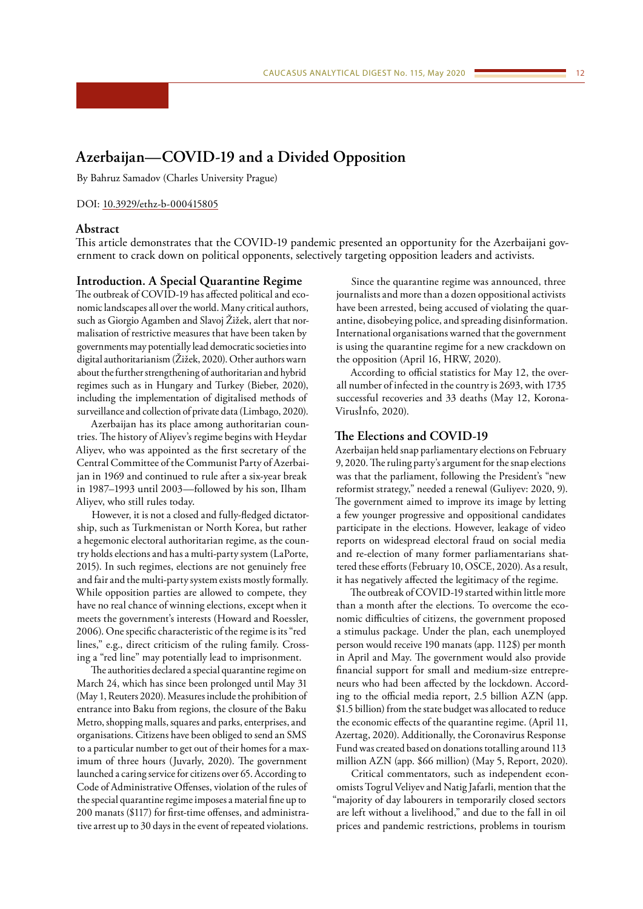# Azerbaijan—COVID-19 and a Divided Opposition

By Bahruz Samadov (Charles University Prague)

DOI: 10.3929/ethz-b-000415805

## Abstract

This article demonstrates that the COVID-19 pandemic presented an opportunity for the Azerbaijani government to crack down on political opponents, selectively targeting opposition leaders and activists.

## Introduction. A Special Quarantine Regime

The outbreak of COVID-19 has affected political and economic landscapes all over the world. Many critical authors, such as Giorgio Agamben and Slavoj Žižek, alert that normalisation of restrictive measures that have been taken by governments may potentially lead democratic societies into digital authoritarianism (Žižek, 2020). Other authors warn about the further strengthening of authoritarian and hybrid regimes such as in Hungary and Turkey (Bieber, 2020), including the implementation of digitalised methods of surveillance and collection of private data (Limbago, 2020).

Azerbaijan has its place among authoritarian countries. The history of Aliyev's regime begins with Heydar Aliyev, who was appointed as the first secretary of the Central Committee of the Communist Party of Azerbaijan in 1969 and continued to rule after a six-year break in 1987–1993 until 2003—followed by his son, Ilham Aliyev, who still rules today.

However, it is not a closed and fully-fledged dictatorship, such as Turkmenistan or North Korea, but rather a hegemonic electoral authoritarian regime, as the country holds elections and has a multi-party system (LaPorte, 2015). In such regimes, elections are not genuinely free and fair and the multi-party system exists mostly formally. While opposition parties are allowed to compete, they have no real chance of winning elections, except when it meets the government's interests (Howard and Roessler, 2006). One specific characteristic of the regime is its "red lines," e.g., direct criticism of the ruling family. Crossing a "red line" may potentially lead to imprisonment.

The authorities declared a special quarantine regime on March 24, which has since been prolonged until May 31 (May 1, Reuters 2020). Measures include the prohibition of entrance into Baku from regions, the closure of the Baku Metro, shopping malls, squares and parks, enterprises, and organisations. Citizens have been obliged to send an SMS to a particular number to get out of their homes for a maximum of three hours (Juvarly, 2020). The government launched a caring service for citizens over 65. According to Code of Administrative Offenses, violation of the rules of the special quarantine regime imposes a material fine up to 200 manats ($117) for first-time offenses, and administrative arrest up to 30 days in the event of repeated violations.

Since the quarantine regime was announced, three journalists and more than a dozen oppositional activists have been arrested, being accused of violating the quarantine, disobeying police, and spreading disinformation. International organisations warned that the government is using the quarantine regime for a new crackdown on the opposition (April 16, HRW, 2020).

According to official statistics for May 12, the overall number of infected in the country is 2693, with 1735 successful recoveries and 33 deaths (May 12, Korona-Virusİnfo, 2020).

## The Elections and COVID-19

Azerbaijan held snap parliamentary elections on February 9, 2020. The ruling party's argument for the snap elections was that the parliament, following the President's "new reformist strategy," needed a renewal (Guliyev: 2020, 9). The government aimed to improve its image by letting a few younger progressive and oppositional candidates participate in the elections. However, leakage of video reports on widespread electoral fraud on social media and re-election of many former parliamentarians shattered these efforts (February 10, OSCE, 2020). As a result, it has negatively affected the legitimacy of the regime.

The outbreak of COVID-19 started within little more than a month after the elections. To overcome the economic difficulties of citizens, the government proposed a stimulus package. Under the plan, each unemployed person would receive 190 manats (app. 112$) per month in April and May. The government would also provide financial support for small and medium-size entrepreneurs who had been affected by the lockdown. According to the official media report, 2.5 billion AZN (app. $1.5 billion) from the state budget was allocated to reduce the economic effects of the quarantine regime. (April 11, Azertag, 2020). Additionally, the Coronavirus Response Fund was created based on donations totalling around 113 million AZN (app. $66 million) (May 5, Report, 2020).

Critical commentators, such as independent economists Togrul Veliyev and Natig Jafarli, mention that the "majority of day labourers in temporarily closed sectors are left without a livelihood," and due to the fall in oil prices and pandemic restrictions, problems in tourism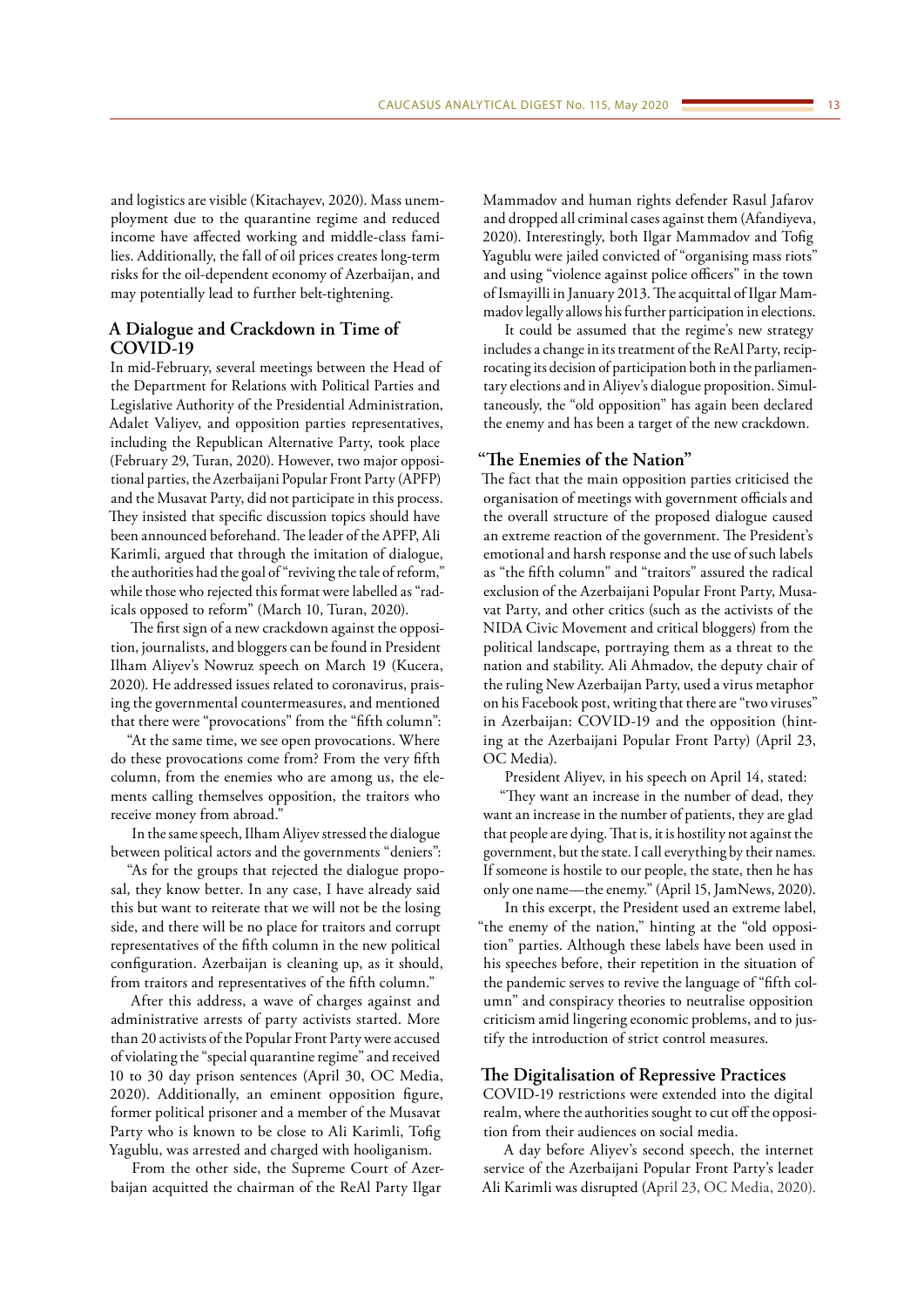and logistics are visible (Kitachayev, 2020). Mass unemployment due to the quarantine regime and reduced income have affected working and middle-class families. Additionally, the fall of oil prices creates long-term risks for the oil-dependent economy of Azerbaijan, and may potentially lead to further belt-tightening.

## A Dialogue and Crackdown in Time of COVID-19

In mid-February, several meetings between the Head of the Department for Relations with Political Parties and Legislative Authority of the Presidential Administration, Adalet Valiyev, and opposition parties representatives, including the Republican Alternative Party, took place (February 29, Turan, 2020). However, two major oppositional parties, the Azerbaijani Popular Front Party (APFP) and the Musavat Party, did not participate in this process. They insisted that specific discussion topics should have been announced beforehand. The leader of the APFP, Ali Karimli, argued that through the imitation of dialogue, the authorities had the goal of "reviving the tale of reform," while those who rejected this format were labelled as "radicals opposed to reform" (March 10, Turan, 2020).

The first sign of a new crackdown against the opposition, journalists, and bloggers can be found in President Ilham Aliyev's Nowruz speech on March 19 (Kucera, 2020). He addressed issues related to coronavirus, praising the governmental countermeasures, and mentioned that there were "provocations" from the "fifth column":

"At the same time, we see open provocations. Where do these provocations come from? From the very fifth column, from the enemies who are among us, the elements calling themselves opposition, the traitors who receive money from abroad."

In the same speech, Ilham Aliyev stressed the dialogue between political actors and the governments "deniers":

"As for the groups that rejected the dialogue proposal, they know better. In any case, I have already said this but want to reiterate that we will not be the losing side, and there will be no place for traitors and corrupt representatives of the fifth column in the new political configuration. Azerbaijan is cleaning up, as it should, from traitors and representatives of the fifth column."

After this address, a wave of charges against and administrative arrests of party activists started. More than 20 activists of the Popular Front Party were accused of violating the "special quarantine regime" and received 10 to 30 day prison sentences (April 30, OC Media, 2020). Additionally, an eminent opposition figure, former political prisoner and a member of the Musavat Party who is known to be close to Ali Karimli, Tofig Yagublu, was arrested and charged with hooliganism.

From the other side, the Supreme Court of Azerbaijan acquitted the chairman of the ReAl Party Ilgar Mammadov and human rights defender Rasul Jafarov and dropped all criminal cases against them (Afandiyeva, 2020). Interestingly, both Ilgar Mammadov and Tofig Yagublu were jailed convicted of "organising mass riots" and using "violence against police officers" in the town of Ismayilli in January 2013. The acquittal of Ilgar Mammadov legally allows his further participation in elections.

It could be assumed that the regime's new strategy includes a change in its treatment of the ReAl Party, reciprocating its decision of participation both in the parliamentary elections and in Aliyev's dialogue proposition. Simultaneously, the "old opposition" has again been declared the enemy and has been a target of the new crackdown.

## "The Enemies of the Nation"

The fact that the main opposition parties criticised the organisation of meetings with government officials and the overall structure of the proposed dialogue caused an extreme reaction of the government. The President's emotional and harsh response and the use of such labels as "the fifth column" and "traitors" assured the radical exclusion of the Azerbaijani Popular Front Party, Musavat Party, and other critics (such as the activists of the NIDA Civic Movement and critical bloggers) from the political landscape, portraying them as a threat to the nation and stability. Ali Ahmadov, the deputy chair of the ruling New Azerbaijan Party, used a virus metaphor on his Facebook post, writing that there are "two viruses" in Azerbaijan: COVID-19 and the opposition (hinting at the Azerbaijani Popular Front Party) (April 23, OC Media).

President Aliyev, in his speech on April 14, stated:

"They want an increase in the number of dead, they want an increase in the number of patients, they are glad that people are dying. That is, it is hostility not against the government, but the state. I call everything by their names. If someone is hostile to our people, the state, then he has only one name—the enemy." (April 15, JamNews, 2020).

In this excerpt, the President used an extreme label, "the enemy of the nation," hinting at the "old opposition" parties. Although these labels have been used in his speeches before, their repetition in the situation of the pandemic serves to revive the language of "fifth column" and conspiracy theories to neutralise opposition criticism amid lingering economic problems, and to justify the introduction of strict control measures.

## The Digitalisation of Repressive Practices

COVID-19 restrictions were extended into the digital realm, where the authorities sought to cut off the opposition from their audiences on social media.

A day before Aliyev's second speech, the internet service of the Azerbaijani Popular Front Party's leader Ali Karimli was disrupted (April 23, OC Media, 2020).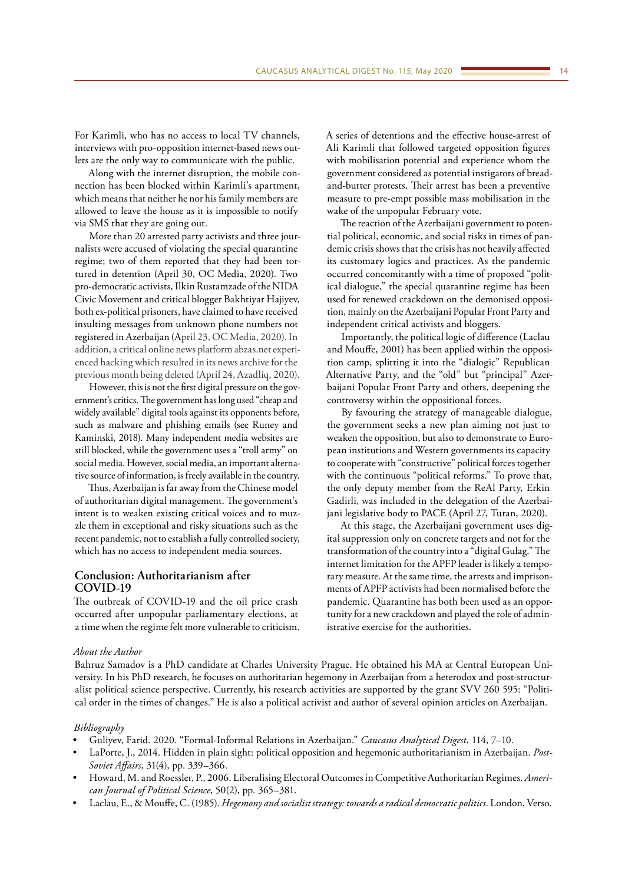For Karimli, who has no access to local TV channels, interviews with pro-opposition internet-based news outlets are the only way to communicate with the public.

Along with the internet disruption, the mobile connection has been blocked within Karimli's apartment, which means that neither he nor his family members are allowed to leave the house as it is impossible to notify via SMS that they are going out.

More than 20 arrested party activists and three journalists were accused of violating the special quarantine regime; two of them reported that they had been tortured in detention (April 30, OC Media, 2020). Two pro-democratic activists, Ilkin Rustamzade of the NIDA Civic Movement and critical blogger Bakhtiyar Hajiyev, both ex-political prisoners, have claimed to have received insulting messages from unknown phone numbers not registered in Azerbaijan (April 23, OC Media, 2020). In addition, a critical online news platform abzas.net experienced hacking which resulted in its news archive for the previous month being deleted (April 24, Azadliq, 2020).

However, this is not the first digital pressure on the government's critics. The government has long used "cheap and widely available" digital tools against its opponents before, such as malware and phishing emails (see Runey and Kaminski, 2018). Many independent media websites are still blocked, while the government uses a "troll army" on social media. However, social media, an important alternative source of information, is freely available in the country.

Thus, Azerbaijan is far away from the Chinese model of authoritarian digital management. The government's intent is to weaken existing critical voices and to muzzle them in exceptional and risky situations such as the recent pandemic, not to establish a fully controlled society, which has no access to independent media sources.

## Conclusion: Authoritarianism after COVID-19

The outbreak of COVID-19 and the oil price crash occurred after unpopular parliamentary elections, at a time when the regime felt more vulnerable to criticism. A series of detentions and the effective house-arrest of Ali Karimli that followed targeted opposition figures with mobilisation potential and experience whom the government considered as potential instigators of bread-and-butter protests. Their arrest has been a preventive measure to pre-empt possible mass mobilisation in the wake of the unpopular February vote.

The reaction of the Azerbaijani government to potential political, economic, and social risks in times of pandemic crisis shows that the crisis has not heavily affected its customary logics and practices. As the pandemic occurred concomitantly with a time of proposed "political dialogue," the special quarantine regime has been used for renewed crackdown on the demonised opposition, mainly on the Azerbaijani Popular Front Party and independent critical activists and bloggers.

Importantly, the political logic of difference (Laclau and Mouffe, 2001) has been applied within the opposition camp, splitting it into the "dialogic" Republican Alternative Party, and the "old" but "principal" Azerbaijani Popular Front Party and others, deepening the controversy within the oppositional forces.

By favouring the strategy of manageable dialogue, the government seeks a new plan aiming not just to weaken the opposition, but also to demonstrate to European institutions and Western governments its capacity to cooperate with "constructive" political forces together with the continuous "political reforms." To prove that, the only deputy member from the ReAl Party, Erkin Gadirli, was included in the delegation of the Azerbaijani legislative body to PACE (April 27, Turan, 2020).

At this stage, the Azerbaijani government uses digital suppression only on concrete targets and not for the transformation of the country into a "digital Gulag." The internet limitation for the APFP leader is likely a temporary measure. At the same time, the arrests and imprisonments of APFP activists had been normalised before the pandemic. Quarantine has both been used as an opportunity for a new crackdown and played the role of administrative exercise for the authorities.

*About the Author*

Bahruz Samadov is a PhD candidate at Charles University Prague. He obtained his MA at Central European University. In his PhD research, he focuses on authoritarian hegemony in Azerbaijan from a heterodox and post-structuralist political science perspective. Currently, his research activities are supported by the grant SVV 260 595: "Political order in the times of changes." He is also a political activist and author of several opinion articles on Azerbaijan.

*Bibliography*

- Guliyev, Farid. 2020. "Formal-Informal Relations in Azerbaijan." *Caucasus Analytical Digest*, 114, 7–10.
- LaPorte, J., 2014. Hidden in plain sight: political opposition and hegemonic authoritarianism in Azerbaijan. *Post-Soviet Affairs*, 31(4), pp. 339–366.
- Howard, M. and Roessler, P., 2006. Liberalising Electoral Outcomes in Competitive Authoritarian Regimes. *American Journal of Political Science*, 50(2), pp. 365–381.
- Laclau, E., & Mouffe, C. (1985). *Hegemony and socialist strategy: towards a radical democratic politics*. London, Verso.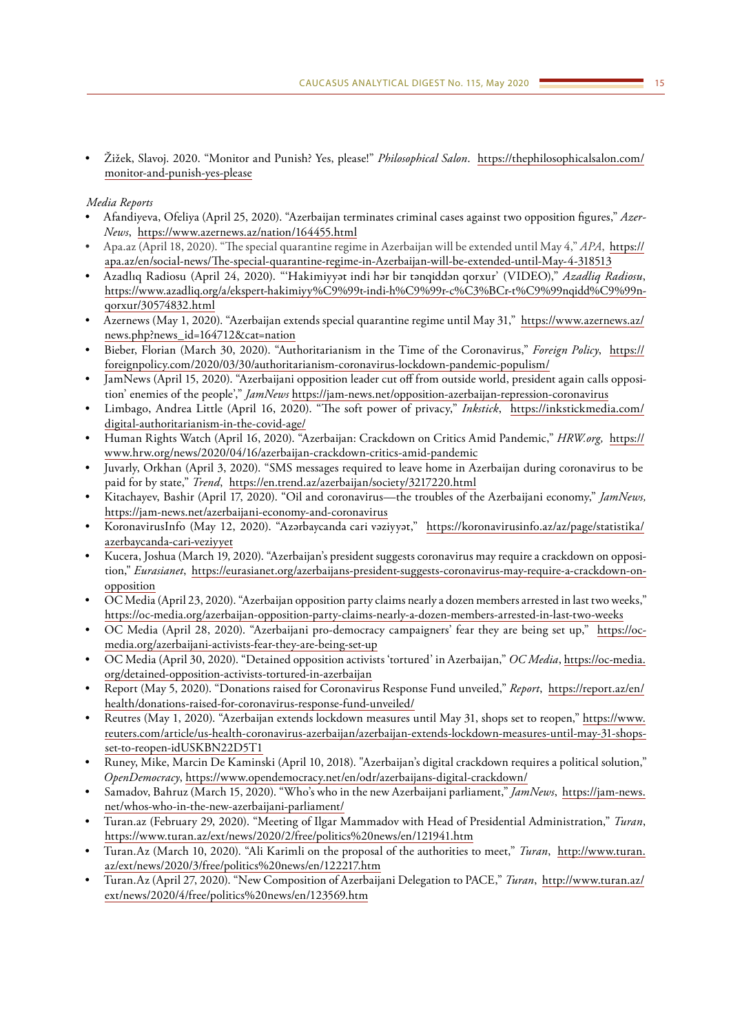- Žižek, Slavoj. 2020. "Monitor and Punish? Yes, please!" *Philosophical Salon*. https://thephilosophicalsalon.com/monitor-and-punish-yes-please

*Media Reports*

- Afandiyeva, Ofeliya (April 25, 2020). "Azerbaijan terminates criminal cases against two opposition figures," *AzerNews*, https://www.azernews.az/nation/164455.html
- Apa.az (April 18, 2020). "The special quarantine regime in Azerbaijan will be extended until May 4," *APA*, https://apa.az/en/social-news/The-special-quarantine-regime-in-Azerbaijan-will-be-extended-until-May-4-318513
- Azadlıq Radiosu (April 24, 2020). "'Hakimiyyət indi hər bir tənqiddən qorxur' (VIDEO)," *Azadliq Radiosu*, https://www.azadliq.org/a/ekspert-hakimiyy%C9%99t-indi-h%C9%99r-c%C3%BCr-t%C9%99nqidd%C9%99n-qorxur/30574832.html
- Azernews (May 1, 2020). "Azerbaijan extends special quarantine regime until May 31," https://www.azernews.az/news.php?news_id=164712&cat=nation
- Bieber, Florian (March 30, 2020). "Authoritarianism in the Time of the Coronavirus," *Foreign Policy*, https://foreignpolicy.com/2020/03/30/authoritarianism-coronavirus-lockdown-pandemic-populism/
- JamNews (April 15, 2020). "Azerbaijani opposition leader cut off from outside world, president again calls opposition' enemies of the people'," *JamNews* https://jam-news.net/opposition-azerbaijan-repression-coronavirus
- Limbago, Andrea Little (April 16, 2020). "The soft power of privacy," *Inkstick*, https://inkstickmedia.com/digital-authoritarianism-in-the-covid-age/
- Human Rights Watch (April 16, 2020). "Azerbaijan: Crackdown on Critics Amid Pandemic," *HRW.org*, https://www.hrw.org/news/2020/04/16/azerbaijan-crackdown-critics-amid-pandemic
- Juvarly, Orkhan (April 3, 2020). "SMS messages required to leave home in Azerbaijan during coronavirus to be paid for by state," *Trend*, https://en.trend.az/azerbaijan/society/3217220.html
- Kitachayev, Bashir (April 17, 2020). "Oil and coronavirus—the troubles of the Azerbaijani economy," *JamNews*, https://jam-news.net/azerbaijani-economy-and-coronavirus
- KoronavirusInfo (May 12, 2020). "Azərbaycanda cari vəziyyət," https://koronavirusinfo.az/az/page/statistika/azerbaycanda-cari-veziyyet
- Kucera, Joshua (March 19, 2020). "Azerbaijan's president suggests coronavirus may require a crackdown on opposition," *Eurasianet*, https://eurasianet.org/azerbaijans-president-suggests-coronavirus-may-require-a-crackdown-on-opposition
- OC Media (April 23, 2020). "Azerbaijan opposition party claims nearly a dozen members arrested in last two weeks," https://oc-media.org/azerbaijan-opposition-party-claims-nearly-a-dozen-members-arrested-in-last-two-weeks
- OC Media (April 28, 2020). "Azerbaijani pro-democracy campaigners' fear they are being set up," https://oc-media.org/azerbaijani-activists-fear-they-are-being-set-up
- OC Media (April 30, 2020). "Detained opposition activists 'tortured' in Azerbaijan," *OC Media*, https://oc-media.org/detained-opposition-activists-tortured-in-azerbaijan
- Report (May 5, 2020). "Donations raised for Coronavirus Response Fund unveiled," *Report*, https://report.az/en/health/donations-raised-for-coronavirus-response-fund-unveiled/
- Reutres (May 1, 2020). "Azerbaijan extends lockdown measures until May 31, shops set to reopen," https://www.reuters.com/article/us-health-coronavirus-azerbaijan/azerbaijan-extends-lockdown-measures-until-may-31-shops-set-to-reopen-idUSKBN22D5T1
- Runey, Mike, Marcin De Kaminski (April 10, 2018). "Azerbaijan's digital crackdown requires a political solution," *OpenDemocracy*, https://www.opendemocracy.net/en/odr/azerbaijans-digital-crackdown/
- Samadov, Bahruz (March 15, 2020). "Who's who in the new Azerbaijani parliament," *JamNews*, https://jam-news.net/whos-who-in-the-new-azerbaijani-parliament/
- Turan.az (February 29, 2020). "Meeting of Ilgar Mammadov with Head of Presidential Administration," *Turan*, https://www.turan.az/ext/news/2020/2/free/politics%20news/en/121941.htm
- Turan.Az (March 10, 2020). "Ali Karimli on the proposal of the authorities to meet," *Turan*, http://www.turan.az/ext/news/2020/3/free/politics%20news/en/122217.htm
- Turan.Az (April 27, 2020). "New Composition of Azerbaijani Delegation to PACE," *Turan*, http://www.turan.az/ext/news/2020/4/free/politics%20news/en/123569.htm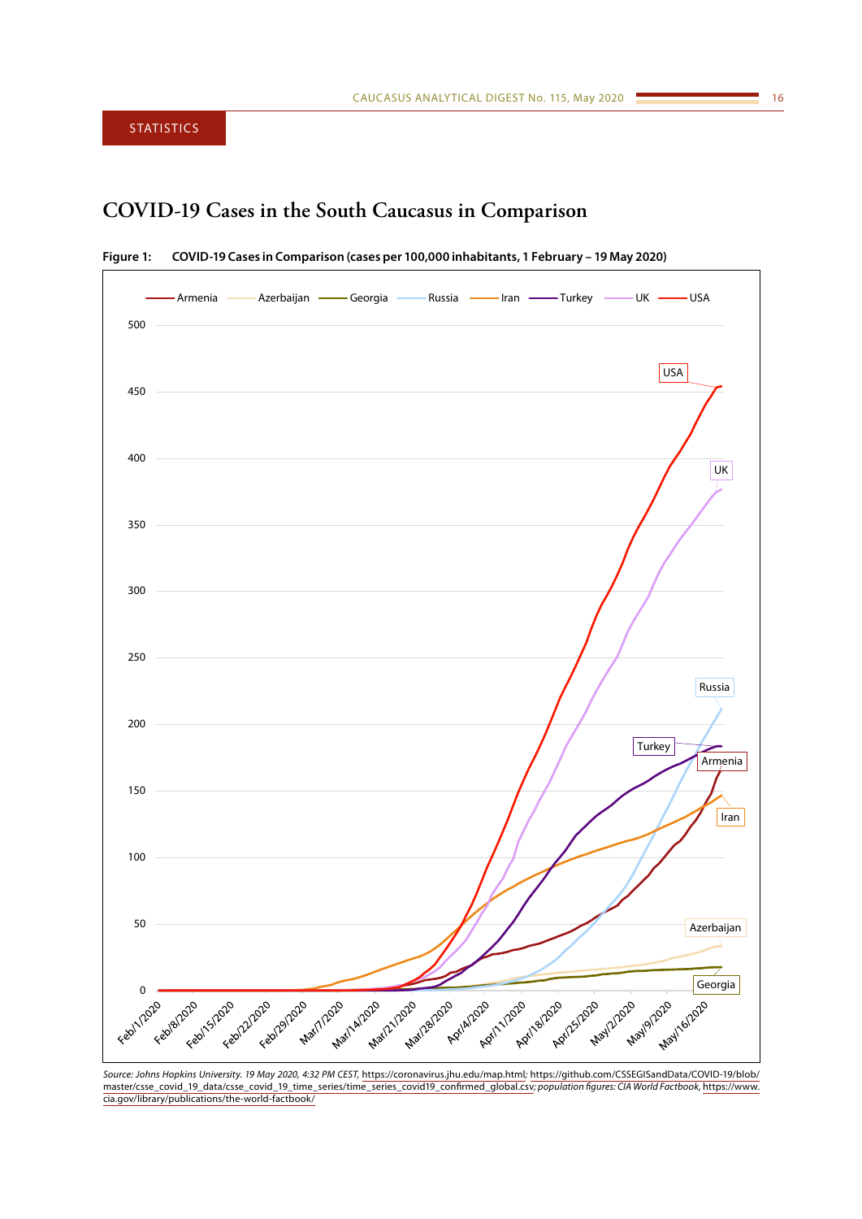STATISTICS

# COVID-19 Cases in the South Caucasus in Comparison

**Figure 1: COVID-19 Cases in Comparison (cases per 100,000 inhabitants, 1 February – 19 May 2020)**

*Source: Johns Hopkins University. 19 May 2020, 4:32 PM CEST,* https://coronavirus.jhu.edu/map.html; https://github.com/CSSEGISandData/COVID-19/blob/master/csse_covid_19_data/csse_covid_19_time_series/time_series_covid19_confirmed_global.csv; *population figures: CIA World Factbook,* https://www.cia.gov/library/publications/the-world-factbook/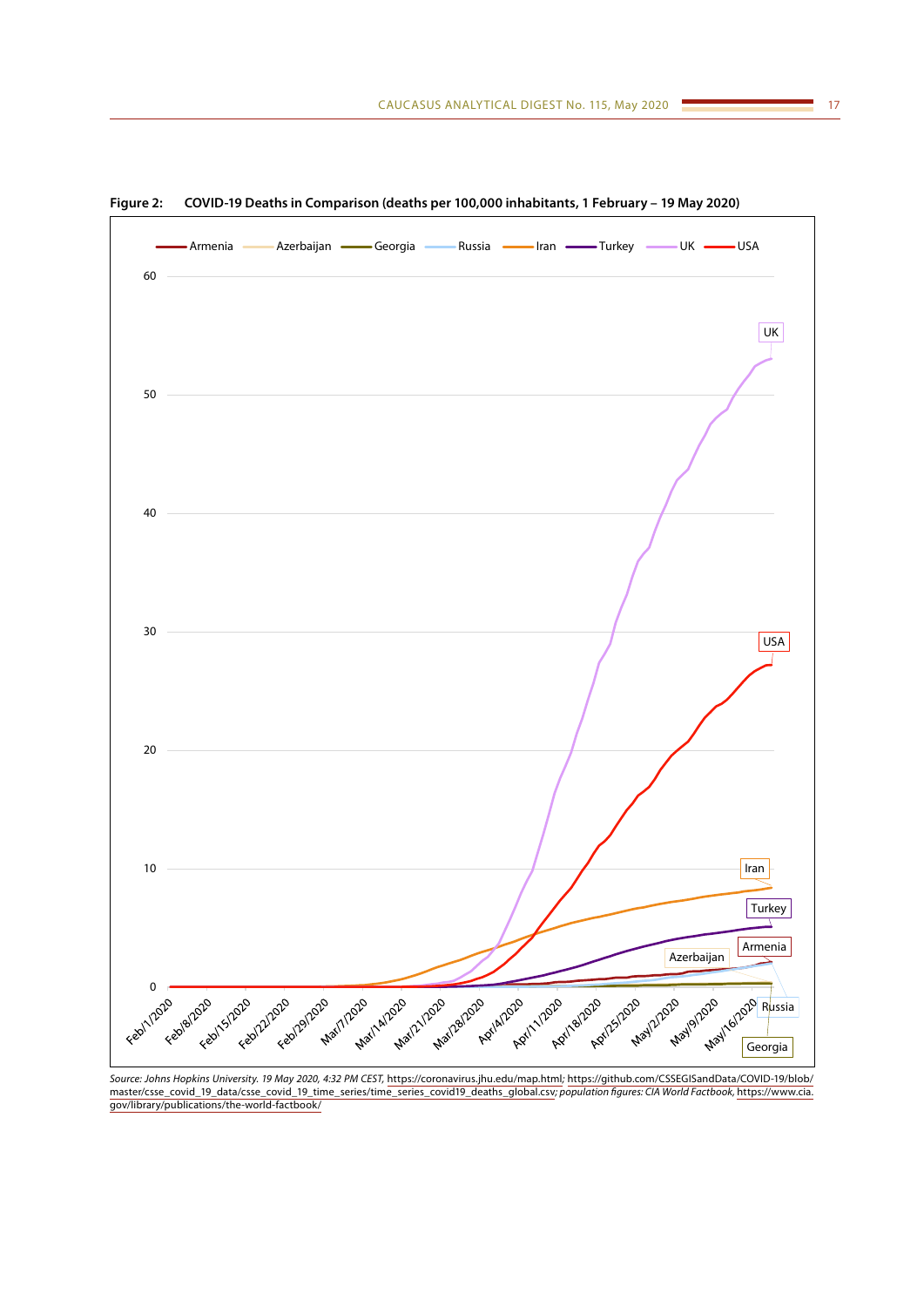**Figure 2: COVID-19 Deaths in Comparison (deaths per 100,000 inhabitants, 1 February – 19 May 2020)**

*Source: Johns Hopkins University. 19 May 2020, 4:32 PM CEST,* https://coronavirus.jhu.edu/map.html; https://github.com/CSSEGISandData/COVID-19/blob/master/csse_covid_19_data/csse_covid_19_time_series/time_series_covid19_deaths_global.csv; *population figures: CIA World Factbook,* https://www.cia.gov/library/publications/the-world-factbook/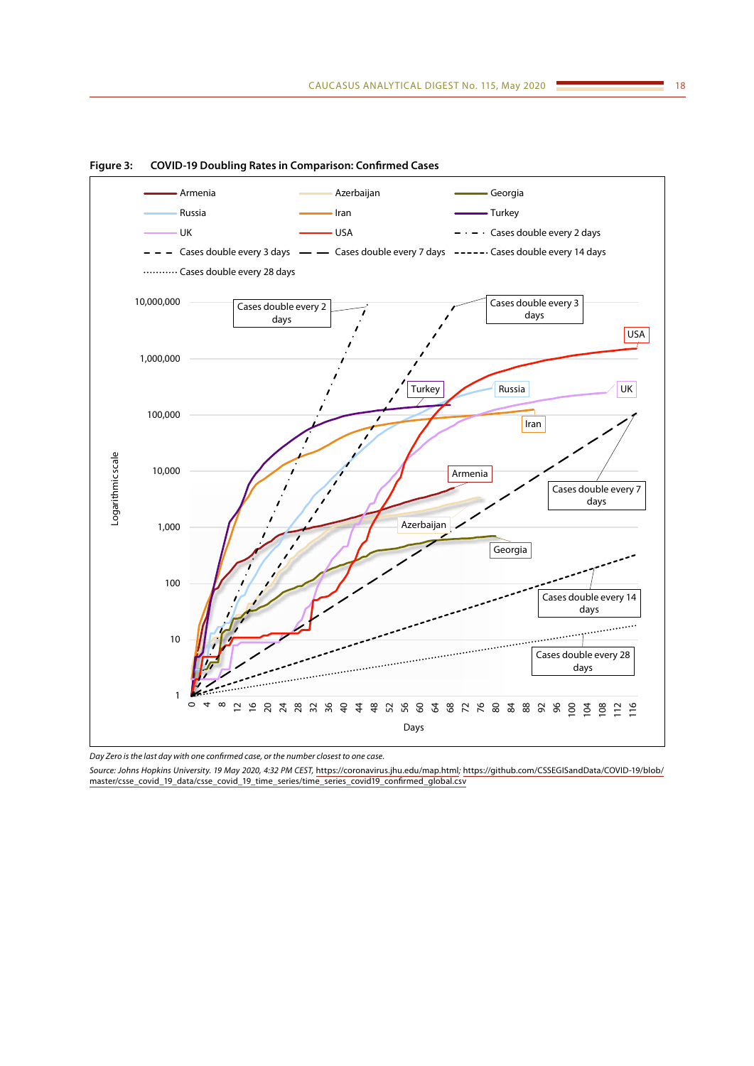**Figure 3: COVID-19 Doubling Rates in Comparison: Confirmed Cases**

*Day Zero is the last day with one confirmed case, or the number closest to one case.*

*Source: Johns Hopkins University. 19 May 2020, 4:32 PM CEST,* https://coronavirus.jhu.edu/map.html; https://github.com/CSSEGISandData/COVID-19/blob/master/csse_covid_19_data/csse_covid_19_time_series/time_series_covid19_confirmed_global.csv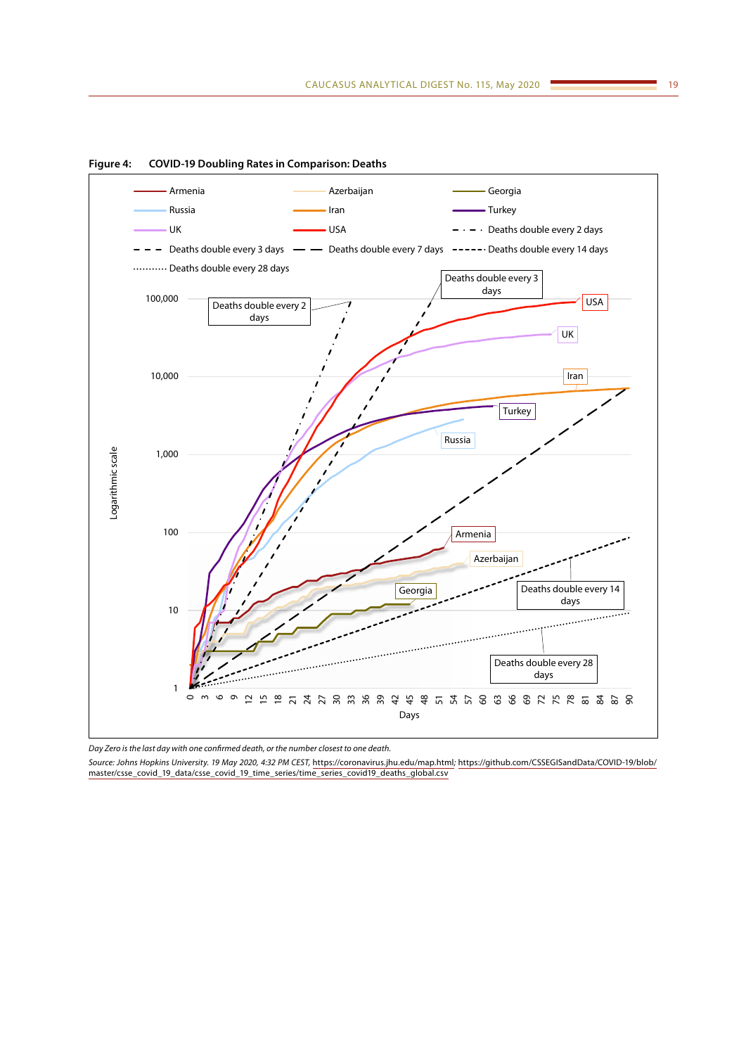**Figure 4: COVID-19 Doubling Rates in Comparison: Deaths**

*Day Zero is the last day with one confirmed death, or the number closest to one death.*

*Source: Johns Hopkins University. 19 May 2020, 4:32 PM CEST,* https://coronavirus.jhu.edu/map.html; https://github.com/CSSEGISandData/COVID-19/blob/master/csse_covid_19_data/csse_covid_19_time_series/time_series_covid19_deaths_global.csv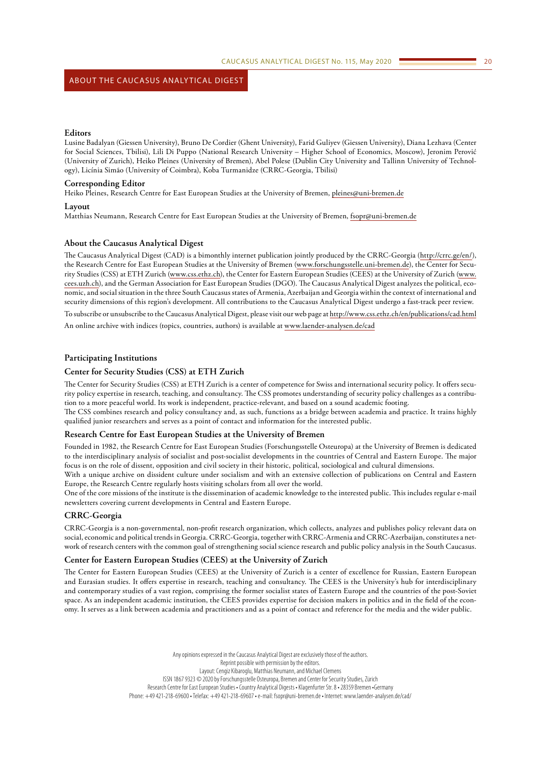## ABOUT THE CAUCASUS ANALYTICAL DIGEST

### Editors

Lusine Badalyan (Giessen University), Bruno De Cordier (Ghent University), Farid Guliyev (Giessen University), Diana Lezhava (Center for Social Sciences, Tbilisi), Lili Di Puppo (National Research University – Higher School of Economics, Moscow), Jeronim Perović (University of Zurich), Heiko Pleines (University of Bremen), Abel Polese (Dublin City University and Tallinn University of Technology), Licínia Simão (University of Coimbra), Koba Turmanidze (CRRC-Georgia, Tbilisi)

### Corresponding Editor

Heiko Pleines, Research Centre for East European Studies at the University of Bremen, pleines@uni-bremen.de

### Layout

Matthias Neumann, Research Centre for East European Studies at the University of Bremen, fsopr@uni-bremen.de

### About the Caucasus Analytical Digest

The Caucasus Analytical Digest (CAD) is a bimonthly internet publication jointly produced by the CRRC-Georgia (http://crrc.ge/en/), the Research Centre for East European Studies at the University of Bremen (www.forschungsstelle.uni-bremen.de), the Center for Security Studies (CSS) at ETH Zurich (www.css.ethz.ch), the Center for Eastern European Studies (CEES) at the University of Zurich (www.cees.uzh.ch), and the German Association for East European Studies (DGO). The Caucasus Analytical Digest analyzes the political, economic, and social situation in the three South Caucasus states of Armenia, Azerbaijan and Georgia within the context of international and security dimensions of this region's development. All contributions to the Caucasus Analytical Digest undergo a fast-track peer review.

To subscribe or unsubscribe to the Caucasus Analytical Digest, please visit our web page at http://www.css.ethz.ch/en/publications/cad.html

An online archive with indices (topics, countries, authors) is available at www.laender-analysen.de/cad

### Participating Institutions

### Center for Security Studies (CSS) at ETH Zurich

The Center for Security Studies (CSS) at ETH Zurich is a center of competence for Swiss and international security policy. It offers security policy expertise in research, teaching, and consultancy. The CSS promotes understanding of security policy challenges as a contribution to a more peaceful world. Its work is independent, practice-relevant, and based on a sound academic footing.

The CSS combines research and policy consultancy and, as such, functions as a bridge between academia and practice. It trains highly qualified junior researchers and serves as a point of contact and information for the interested public.

### Research Centre for East European Studies at the University of Bremen

Founded in 1982, the Research Centre for East European Studies (Forschungsstelle Osteuropa) at the University of Bremen is dedicated to the interdisciplinary analysis of socialist and post-socialist developments in the countries of Central and Eastern Europe. The major focus is on the role of dissent, opposition and civil society in their historic, political, sociological and cultural dimensions.

With a unique archive on dissident culture under socialism and with an extensive collection of publications on Central and Eastern Europe, the Research Centre regularly hosts visiting scholars from all over the world.

One of the core missions of the institute is the dissemination of academic knowledge to the interested public. This includes regular e-mail newsletters covering current developments in Central and Eastern Europe.

### CRRC-Georgia

CRRC-Georgia is a non-governmental, non-profit research organization, which collects, analyzes and publishes policy relevant data on social, economic and political trends in Georgia. CRRC-Georgia, together with CRRC-Armenia and CRRC-Azerbaijan, constitutes a network of research centers with the common goal of strengthening social science research and public policy analysis in the South Caucasus.

### Center for Eastern European Studies (CEES) at the University of Zurich

The Center for Eastern European Studies (CEES) at the University of Zurich is a center of excellence for Russian, Eastern European and Eurasian studies. It offers expertise in research, teaching and consultancy. The CEES is the University's hub for interdisciplinary and contemporary studies of a vast region, comprising the former socialist states of Eastern Europe and the countries of the post-Soviet space. As an independent academic institution, the CEES provides expertise for decision makers in politics and in the field of the economy. It serves as a link between academia and practitioners and as a point of contact and reference for the media and the wider public.

Any opinions expressed in the Caucasus Analytical Digest are exclusively those of the authors.
Reprint possible with permission by the editors.
Layout: Cengiz Kibaroglu, Matthias Neumann, and Michael Clemens
ISSN 1867 9323 © 2020 by Forschungsstelle Osteuropa, Bremen and Center for Security Studies, Zürich
Research Centre for East European Studies • Country Analytical Digests • Klagenfurter Str. 8 • 28359 Bremen • Germany
Phone: +49 421-218-69600 • Telefax: +49 421-218-69607 • e-mail: fsopr@uni-bremen.de • Internet: www.laender-analysen.de/cad/